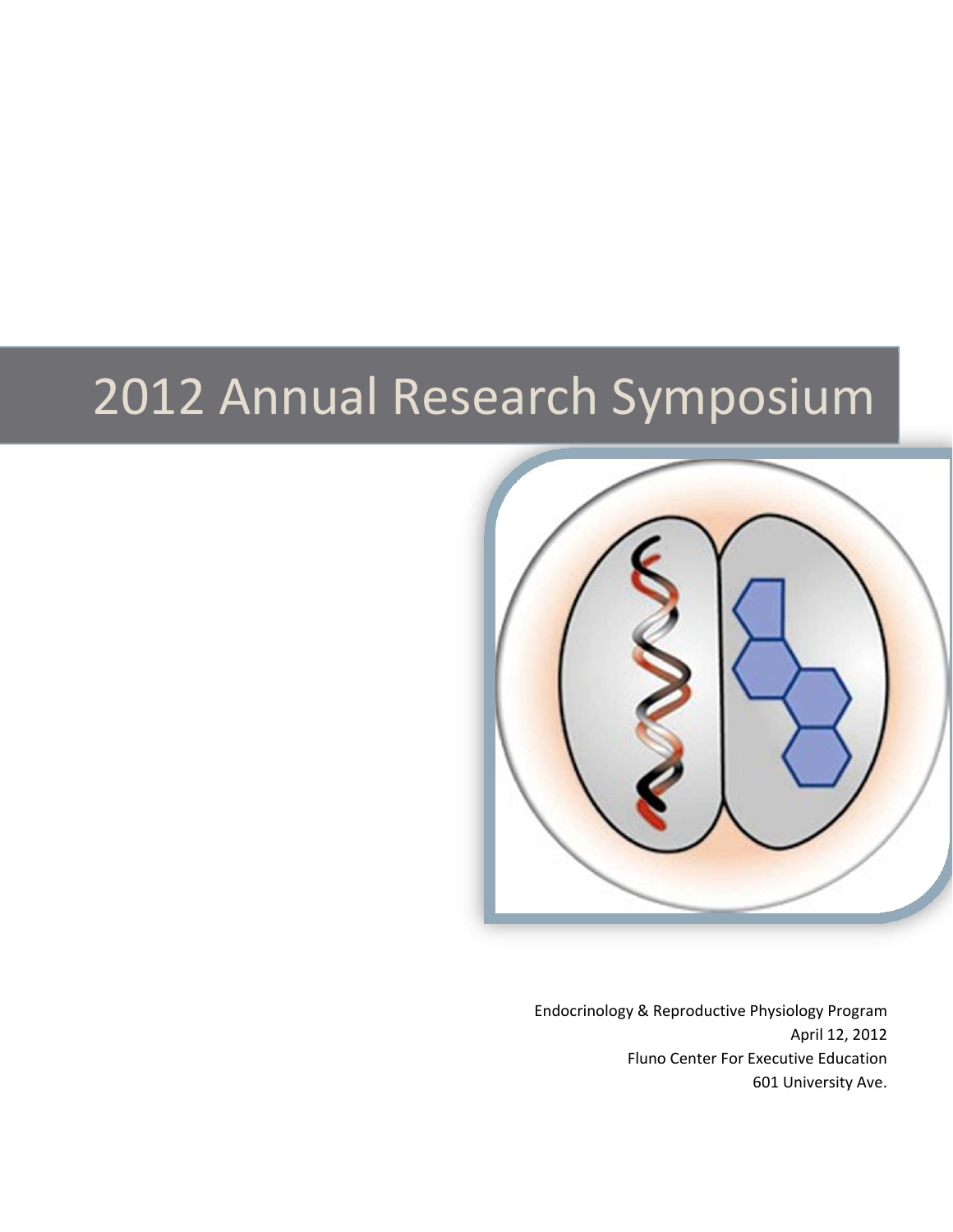# 2012 Annual Research Symposium

Endocrinology & Reproductive Physiology Program
April 12, 2012
Fluno Center For Executive Education
601 University Ave.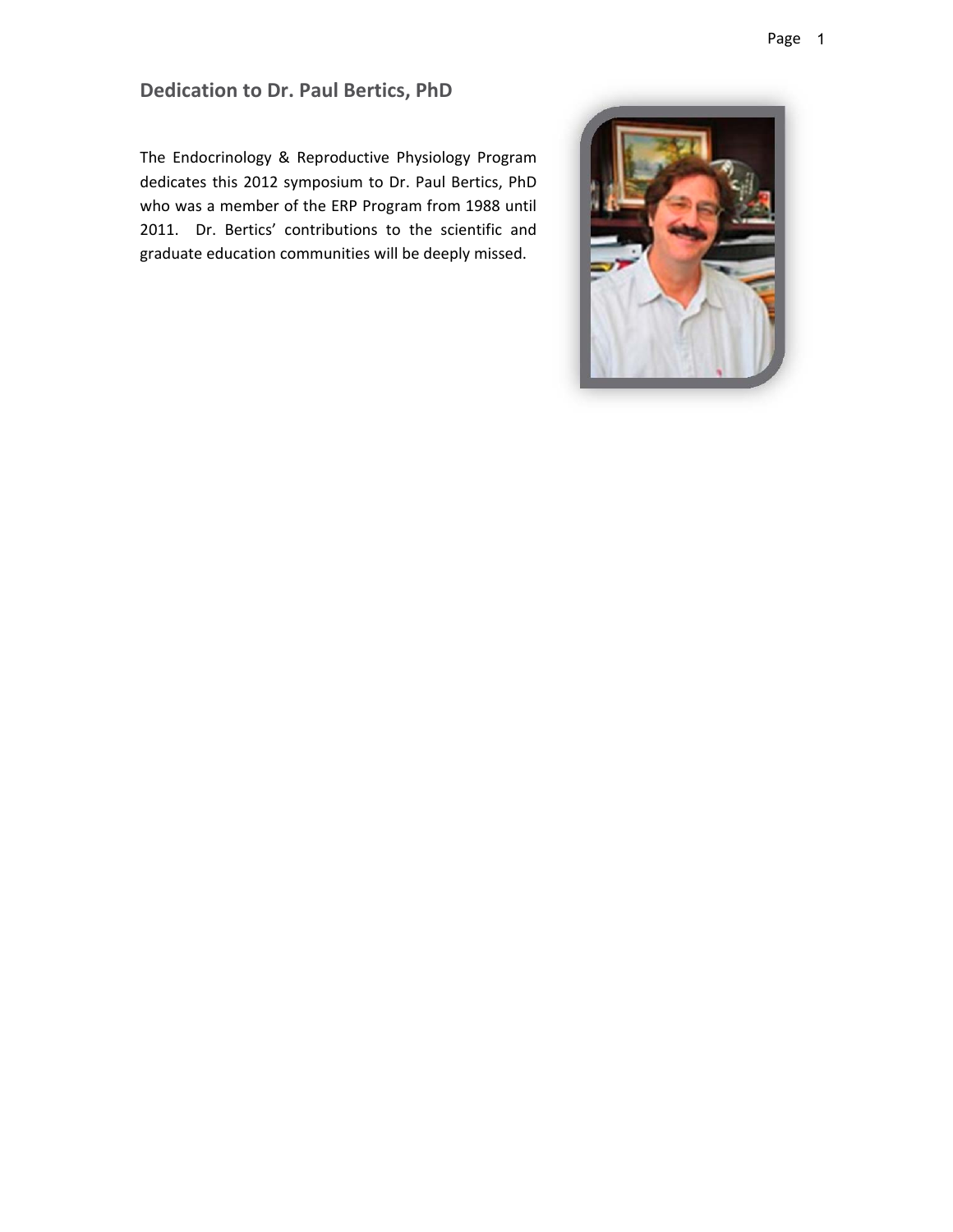## Dedication to Dr. Paul Bertics, PhD

The Endocrinology & Reproductive Physiology Program dedicates this 2012 symposium to Dr. Paul Bertics, PhD who was a member of the ERP Program from 1988 until 2011. Dr. Bertics' contributions to the scientific and graduate education communities will be deeply missed.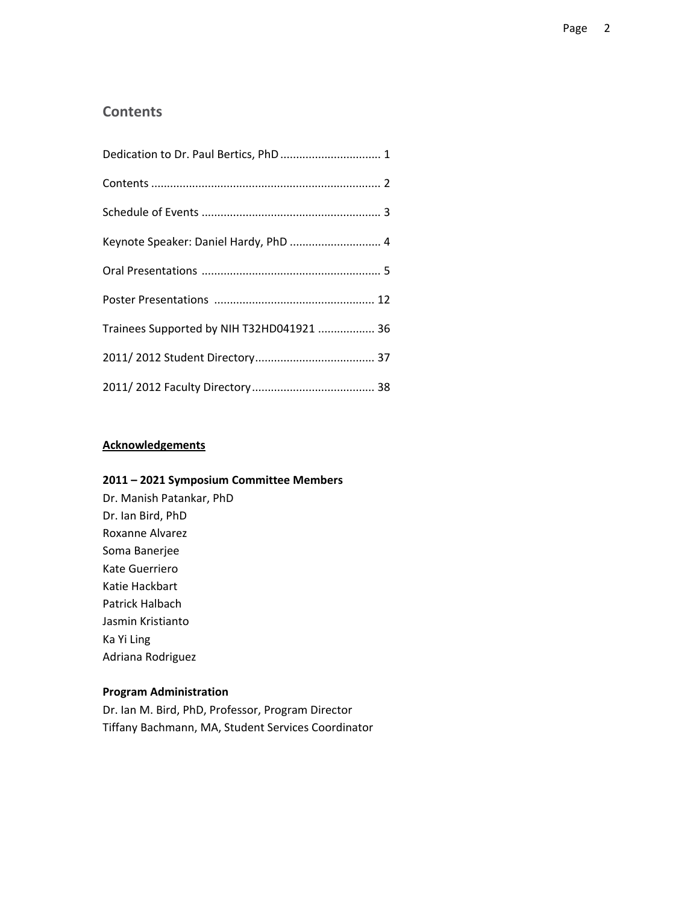## Contents

Dedication to Dr. Paul Bertics, PhD ................................ 1

Contents ........................................................................ 2

Schedule of Events ......................................................... 3

Keynote Speaker: Daniel Hardy, PhD ............................. 4

Oral Presentations ......................................................... 5

Poster Presentations .................................................. 12

Trainees Supported by NIH T32HD041921 .................. 36

2011/ 2012 Student Directory...................................... 37

2011/ 2012 Faculty Directory....................................... 38

**Acknowledgements**

**2011 – 2021 Symposium Committee Members**

Dr. Manish Patankar, PhD
Dr. Ian Bird, PhD
Roxanne Alvarez
Soma Banerjee
Kate Guerriero
Katie Hackbart
Patrick Halbach
Jasmin Kristianto
Ka Yi Ling
Adriana Rodriguez

**Program Administration**

Dr. Ian M. Bird, PhD, Professor, Program Director
Tiffany Bachmann, MA, Student Services Coordinator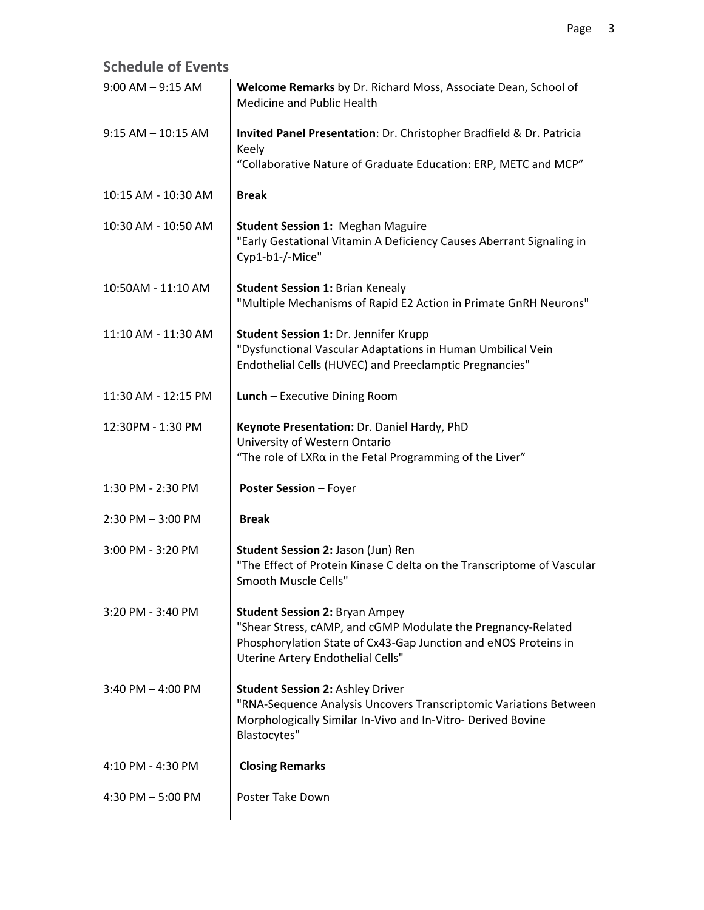## Schedule of Events

| Time | Event |
| --- | --- |
| 9:00 AM – 9:15 AM | **Welcome Remarks** by Dr. Richard Moss, Associate Dean, School of Medicine and Public Health |
| 9:15 AM – 10:15 AM | **Invited Panel Presentation**: Dr. Christopher Bradfield & Dr. Patricia Keely<br>"Collaborative Nature of Graduate Education: ERP, METC and MCP" |
| 10:15 AM - 10:30 AM | **Break** |
| 10:30 AM - 10:50 AM | **Student Session 1:** Meghan Maguire<br>"Early Gestational Vitamin A Deficiency Causes Aberrant Signaling in Cyp1-b1-/-Mice" |
| 10:50AM - 11:10 AM | **Student Session 1:** Brian Kenealy<br>"Multiple Mechanisms of Rapid E2 Action in Primate GnRH Neurons" |
| 11:10 AM - 11:30 AM | **Student Session 1:** Dr. Jennifer Krupp<br>"Dysfunctional Vascular Adaptations in Human Umbilical Vein Endothelial Cells (HUVEC) and Preeclamptic Pregnancies" |
| 11:30 AM - 12:15 PM | **Lunch** – Executive Dining Room |
| 12:30PM - 1:30 PM | **Keynote Presentation:** Dr. Daniel Hardy, PhD<br>University of Western Ontario<br>"The role of LXRα in the Fetal Programming of the Liver" |
| 1:30 PM - 2:30 PM | **Poster Session** – Foyer |
| 2:30 PM – 3:00 PM | **Break** |
| 3:00 PM - 3:20 PM | **Student Session 2:** Jason (Jun) Ren<br>"The Effect of Protein Kinase C delta on the Transcriptome of Vascular Smooth Muscle Cells" |
| 3:20 PM - 3:40 PM | **Student Session 2:** Bryan Ampey<br>"Shear Stress, cAMP, and cGMP Modulate the Pregnancy-Related Phosphorylation State of Cx43-Gap Junction and eNOS Proteins in Uterine Artery Endothelial Cells" |
| 3:40 PM – 4:00 PM | **Student Session 2:** Ashley Driver<br>"RNA-Sequence Analysis Uncovers Transcriptomic Variations Between Morphologically Similar In-Vivo and In-Vitro- Derived Bovine Blastocytes" |
| 4:10 PM - 4:30 PM | **Closing Remarks** |
| 4:30 PM – 5:00 PM | Poster Take Down |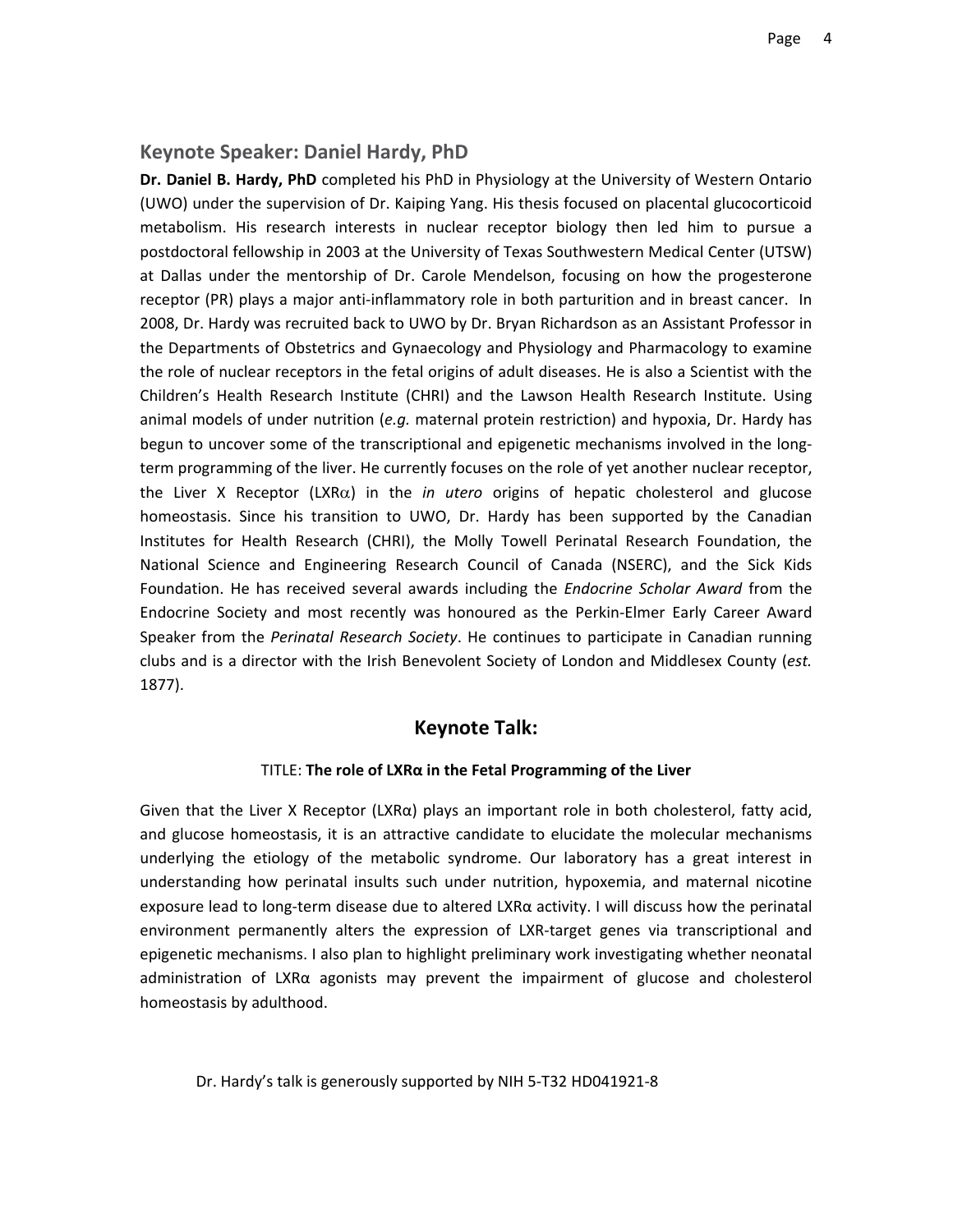## Keynote Speaker: Daniel Hardy, PhD

**Dr. Daniel B. Hardy, PhD** completed his PhD in Physiology at the University of Western Ontario (UWO) under the supervision of Dr. Kaiping Yang. His thesis focused on placental glucocorticoid metabolism. His research interests in nuclear receptor biology then led him to pursue a postdoctoral fellowship in 2003 at the University of Texas Southwestern Medical Center (UTSW) at Dallas under the mentorship of Dr. Carole Mendelson, focusing on how the progesterone receptor (PR) plays a major anti-inflammatory role in both parturition and in breast cancer. In 2008, Dr. Hardy was recruited back to UWO by Dr. Bryan Richardson as an Assistant Professor in the Departments of Obstetrics and Gynaecology and Physiology and Pharmacology to examine the role of nuclear receptors in the fetal origins of adult diseases. He is also a Scientist with the Children's Health Research Institute (CHRI) and the Lawson Health Research Institute. Using animal models of under nutrition (*e.g.* maternal protein restriction) and hypoxia, Dr. Hardy has begun to uncover some of the transcriptional and epigenetic mechanisms involved in the long-term programming of the liver. He currently focuses on the role of yet another nuclear receptor, the Liver X Receptor (LXRα) in the *in utero* origins of hepatic cholesterol and glucose homeostasis. Since his transition to UWO, Dr. Hardy has been supported by the Canadian Institutes for Health Research (CHRI), the Molly Towell Perinatal Research Foundation, the National Science and Engineering Research Council of Canada (NSERC), and the Sick Kids Foundation. He has received several awards including the *Endocrine Scholar Award* from the Endocrine Society and most recently was honoured as the Perkin-Elmer Early Career Award Speaker from the *Perinatal Research Society*. He continues to participate in Canadian running clubs and is a director with the Irish Benevolent Society of London and Middlesex County (*est.* 1877).

## Keynote Talk:

TITLE: **The role of LXRα in the Fetal Programming of the Liver**

Given that the Liver X Receptor (LXRα) plays an important role in both cholesterol, fatty acid, and glucose homeostasis, it is an attractive candidate to elucidate the molecular mechanisms underlying the etiology of the metabolic syndrome. Our laboratory has a great interest in understanding how perinatal insults such under nutrition, hypoxemia, and maternal nicotine exposure lead to long-term disease due to altered LXRα activity. I will discuss how the perinatal environment permanently alters the expression of LXR-target genes via transcriptional and epigenetic mechanisms. I also plan to highlight preliminary work investigating whether neonatal administration of LXRα agonists may prevent the impairment of glucose and cholesterol homeostasis by adulthood.

Dr. Hardy's talk is generously supported by NIH 5-T32 HD041921-8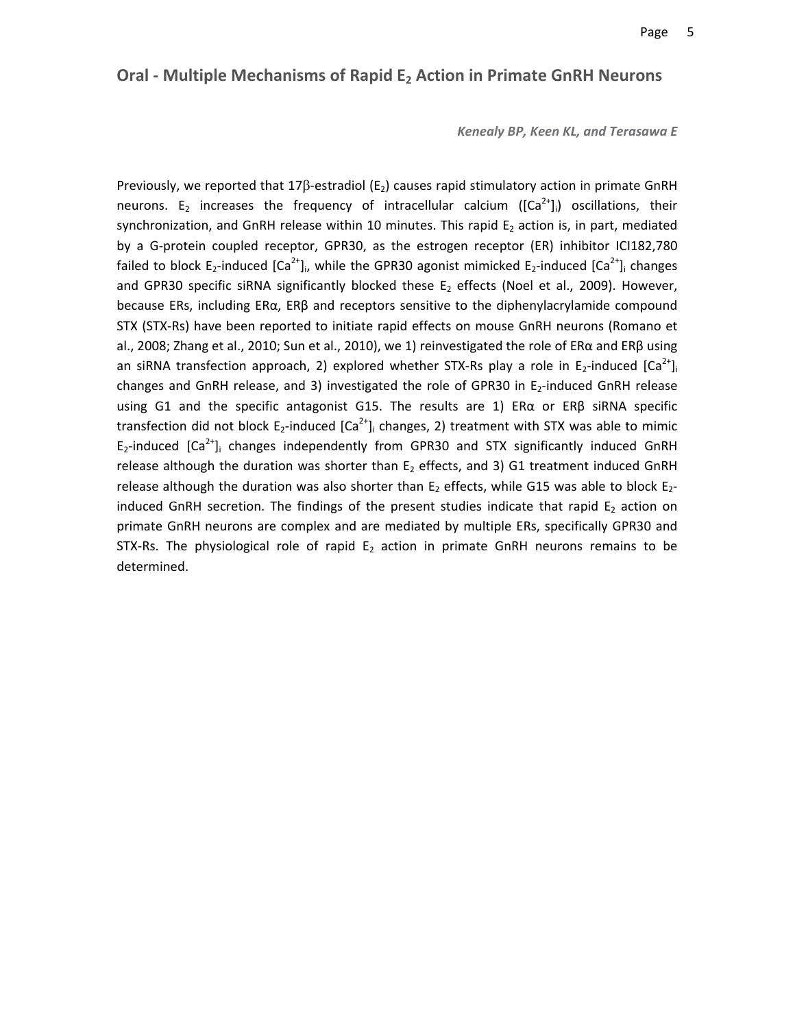## Oral - Multiple Mechanisms of Rapid $E_2$ Action in Primate GnRH Neurons

***Kenealy BP, Keen KL, and Terasawa E***

Previously, we reported that 17β-estradiol ($E_2$) causes rapid stimulatory action in primate GnRH neurons. $E_2$ increases the frequency of intracellular calcium ($[Ca^{2+}]_i$) oscillations, their synchronization, and GnRH release within 10 minutes. This rapid $E_2$ action is, in part, mediated by a G-protein coupled receptor, GPR30, as the estrogen receptor (ER) inhibitor ICI182,780 failed to block $E_2$-induced $[Ca^{2+}]_i$, while the GPR30 agonist mimicked $E_2$-induced $[Ca^{2+}]_i$ changes and GPR30 specific siRNA significantly blocked these $E_2$ effects (Noel et al., 2009). However, because ERs, including ERα, ERβ and receptors sensitive to the diphenylacrylamide compound STX (STX-Rs) have been reported to initiate rapid effects on mouse GnRH neurons (Romano et al., 2008; Zhang et al., 2010; Sun et al., 2010), we 1) reinvestigated the role of ERα and ERβ using an siRNA transfection approach, 2) explored whether STX-Rs play a role in $E_2$-induced $[Ca^{2+}]_i$ changes and GnRH release, and 3) investigated the role of GPR30 in $E_2$-induced GnRH release using G1 and the specific antagonist G15. The results are 1) ERα or ERβ siRNA specific transfection did not block $E_2$-induced $[Ca^{2+}]_i$ changes, 2) treatment with STX was able to mimic $E_2$-induced $[Ca^{2+}]_i$ changes independently from GPR30 and STX significantly induced GnRH release although the duration was shorter than $E_2$ effects, and 3) G1 treatment induced GnRH release although the duration was also shorter than $E_2$ effects, while G15 was able to block $E_2$-induced GnRH secretion. The findings of the present studies indicate that rapid $E_2$ action on primate GnRH neurons are complex and are mediated by multiple ERs, specifically GPR30 and STX-Rs. The physiological role of rapid $E_2$ action in primate GnRH neurons remains to be determined.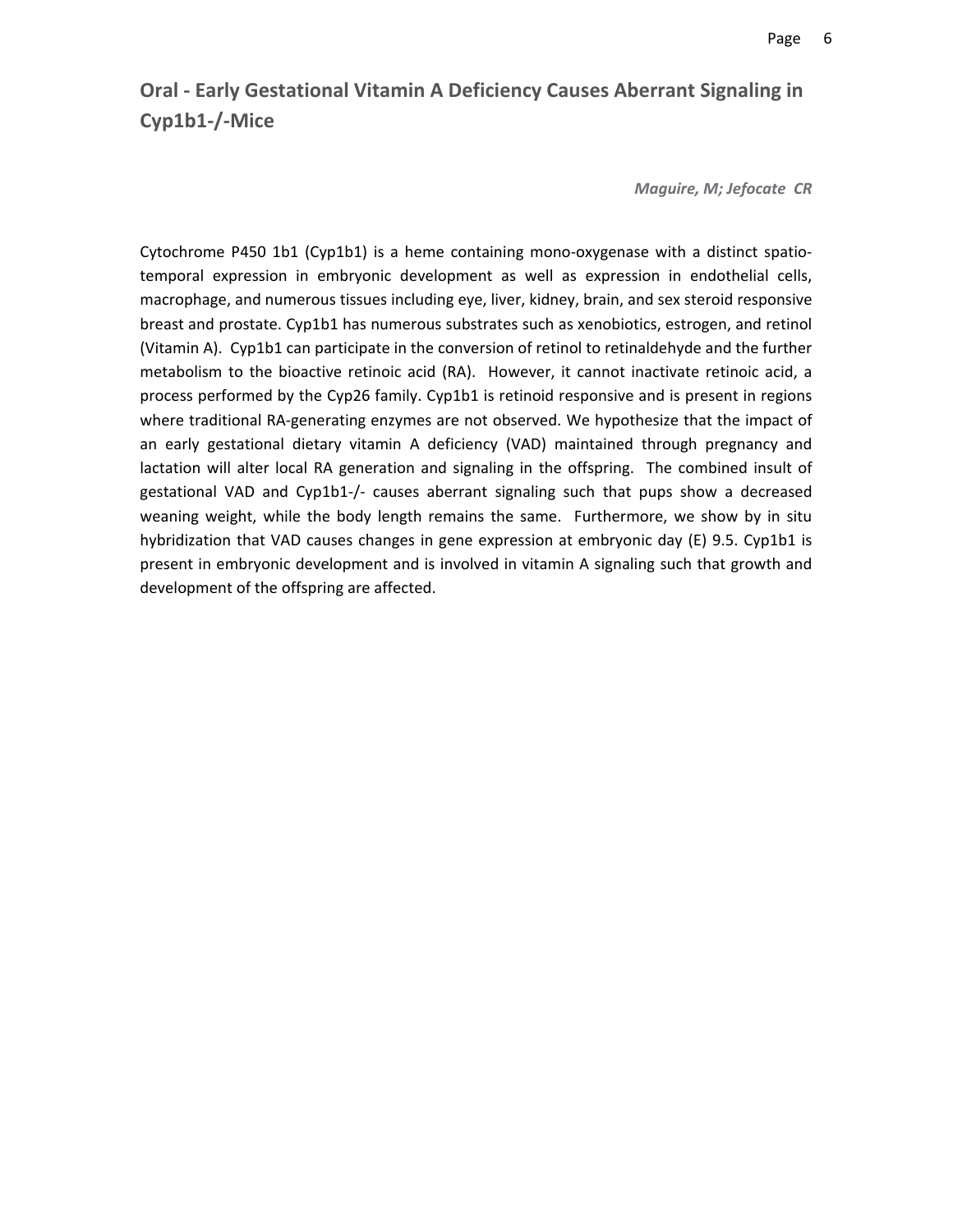## Oral - Early Gestational Vitamin A Deficiency Causes Aberrant Signaling in Cyp1b1-/-Mice

*Maguire, M; Jefocate CR*

Cytochrome P450 1b1 (Cyp1b1) is a heme containing mono-oxygenase with a distinct spatio-temporal expression in embryonic development as well as expression in endothelial cells, macrophage, and numerous tissues including eye, liver, kidney, brain, and sex steroid responsive breast and prostate. Cyp1b1 has numerous substrates such as xenobiotics, estrogen, and retinol (Vitamin A). Cyp1b1 can participate in the conversion of retinol to retinaldehyde and the further metabolism to the bioactive retinoic acid (RA). However, it cannot inactivate retinoic acid, a process performed by the Cyp26 family. Cyp1b1 is retinoid responsive and is present in regions where traditional RA-generating enzymes are not observed. We hypothesize that the impact of an early gestational dietary vitamin A deficiency (VAD) maintained through pregnancy and lactation will alter local RA generation and signaling in the offspring. The combined insult of gestational VAD and Cyp1b1-/- causes aberrant signaling such that pups show a decreased weaning weight, while the body length remains the same. Furthermore, we show by in situ hybridization that VAD causes changes in gene expression at embryonic day (E) 9.5. Cyp1b1 is present in embryonic development and is involved in vitamin A signaling such that growth and development of the offspring are affected.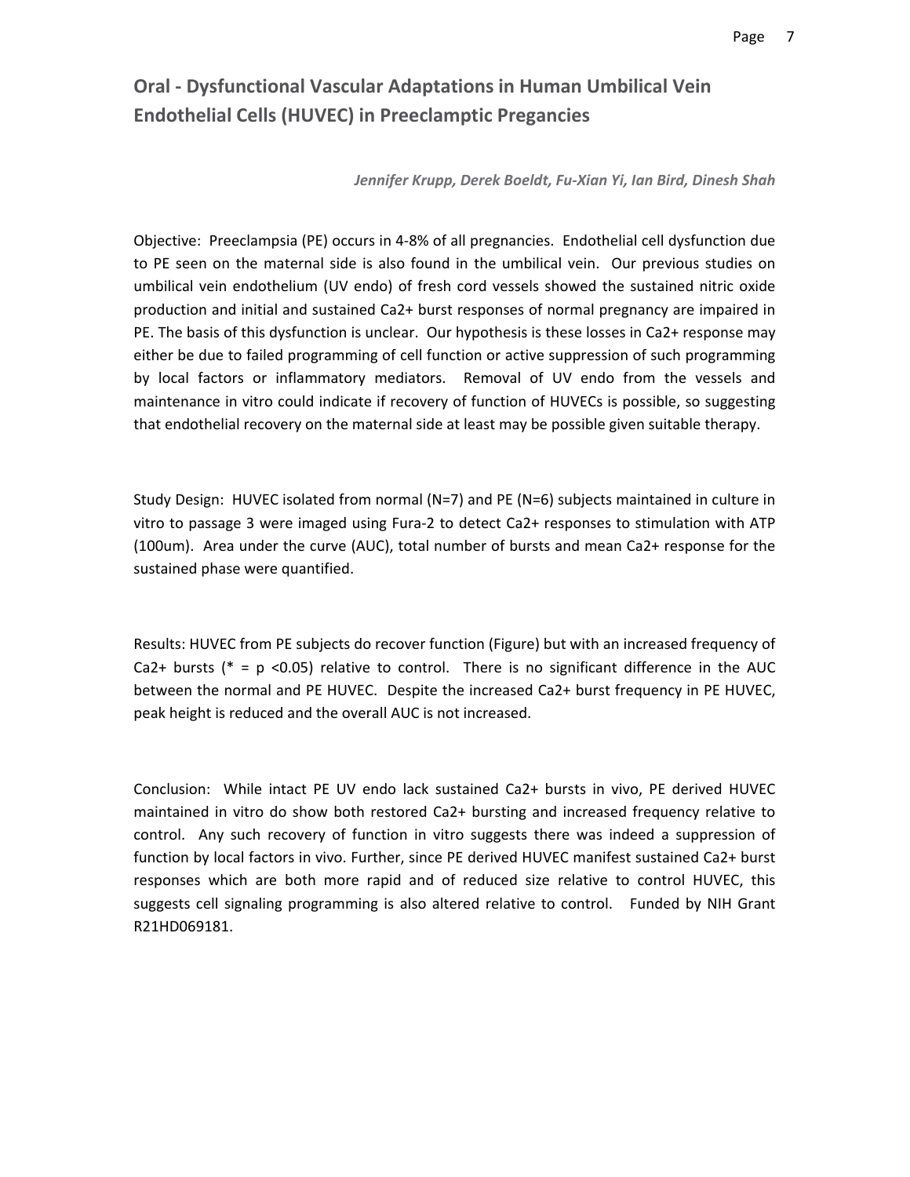## Oral - Dysfunctional Vascular Adaptations in Human Umbilical Vein Endothelial Cells (HUVEC) in Preeclamptic Pregancies

*Jennifer Krupp, Derek Boeldt, Fu-Xian Yi, Ian Bird, Dinesh Shah*

Objective: Preeclampsia (PE) occurs in 4-8% of all pregnancies. Endothelial cell dysfunction due to PE seen on the maternal side is also found in the umbilical vein. Our previous studies on umbilical vein endothelium (UV endo) of fresh cord vessels showed the sustained nitric oxide production and initial and sustained $Ca^{2+}$ burst responses of normal pregnancy are impaired in PE. The basis of this dysfunction is unclear. Our hypothesis is these losses in $Ca^{2+}$ response may either be due to failed programming of cell function or active suppression of such programming by local factors or inflammatory mediators. Removal of UV endo from the vessels and maintenance in vitro could indicate if recovery of function of HUVECs is possible, so suggesting that endothelial recovery on the maternal side at least may be possible given suitable therapy.

Study Design: HUVEC isolated from normal (N=7) and PE (N=6) subjects maintained in culture in vitro to passage 3 were imaged using Fura-2 to detect $Ca^{2+}$ responses to stimulation with ATP (100um). Area under the curve (AUC), total number of bursts and mean $Ca^{2+}$ response for the sustained phase were quantified.

Results: HUVEC from PE subjects do recover function (Figure) but with an increased frequency of $Ca^{2+}$ bursts (* = $p < 0.05$) relative to control. There is no significant difference in the AUC between the normal and PE HUVEC. Despite the increased $Ca^{2+}$ burst frequency in PE HUVEC, peak height is reduced and the overall AUC is not increased.

Conclusion: While intact PE UV endo lack sustained $Ca^{2+}$ bursts in vivo, PE derived HUVEC maintained in vitro do show both restored $Ca^{2+}$ bursting and increased frequency relative to control. Any such recovery of function in vitro suggests there was indeed a suppression of function by local factors in vivo. Further, since PE derived HUVEC manifest sustained $Ca^{2+}$ burst responses which are both more rapid and of reduced size relative to control HUVEC, this suggests cell signaling programming is also altered relative to control. Funded by NIH Grant R21HD069181.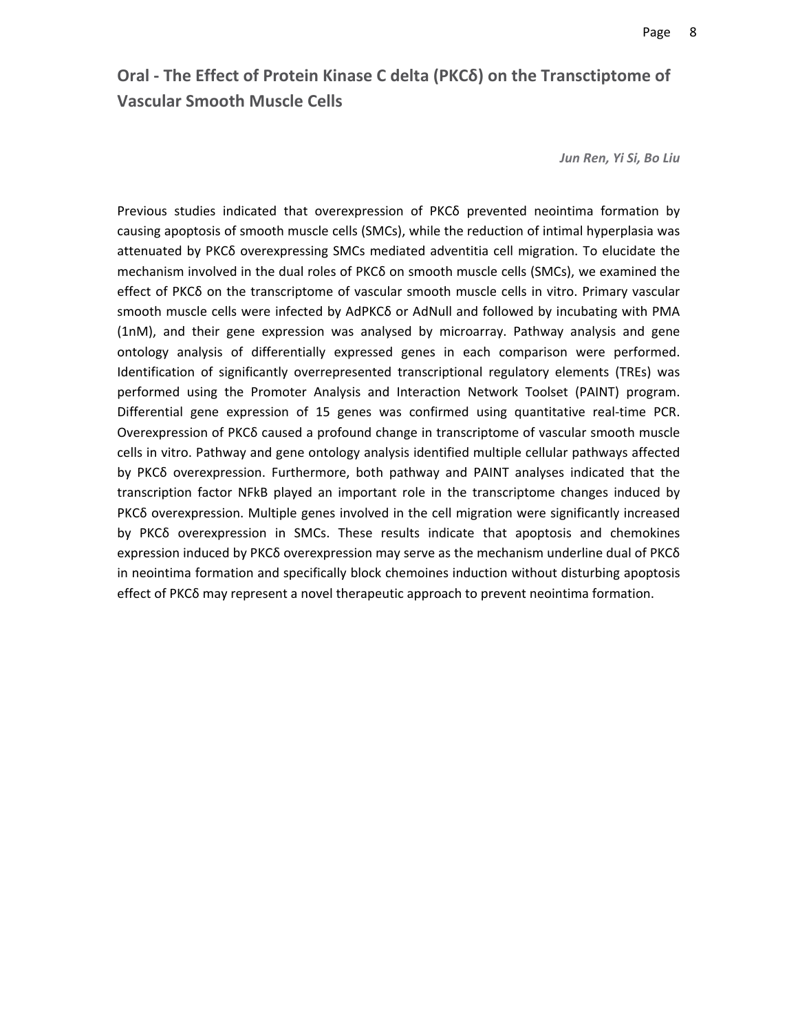## Oral - The Effect of Protein Kinase C delta (PKCδ) on the Transctiptome of Vascular Smooth Muscle Cells

***Jun Ren, Yi Si, Bo Liu***

Previous studies indicated that overexpression of PKCδ prevented neointima formation by causing apoptosis of smooth muscle cells (SMCs), while the reduction of intimal hyperplasia was attenuated by PKCδ overexpressing SMCs mediated adventitia cell migration. To elucidate the mechanism involved in the dual roles of PKCδ on smooth muscle cells (SMCs), we examined the effect of PKCδ on the transcriptome of vascular smooth muscle cells in vitro. Primary vascular smooth muscle cells were infected by AdPKCδ or AdNull and followed by incubating with PMA (1nM), and their gene expression was analysed by microarray. Pathway analysis and gene ontology analysis of differentially expressed genes in each comparison were performed. Identification of significantly overrepresented transcriptional regulatory elements (TREs) was performed using the Promoter Analysis and Interaction Network Toolset (PAINT) program. Differential gene expression of 15 genes was confirmed using quantitative real-time PCR. Overexpression of PKCδ caused a profound change in transcriptome of vascular smooth muscle cells in vitro. Pathway and gene ontology analysis identified multiple cellular pathways affected by PKCδ overexpression. Furthermore, both pathway and PAINT analyses indicated that the transcription factor NFkB played an important role in the transcriptome changes induced by PKCδ overexpression. Multiple genes involved in the cell migration were significantly increased by PKCδ overexpression in SMCs. These results indicate that apoptosis and chemokines expression induced by PKCδ overexpression may serve as the mechanism underline dual of PKCδ in neointima formation and specifically block chemoines induction without disturbing apoptosis effect of PKCδ may represent a novel therapeutic approach to prevent neointima formation.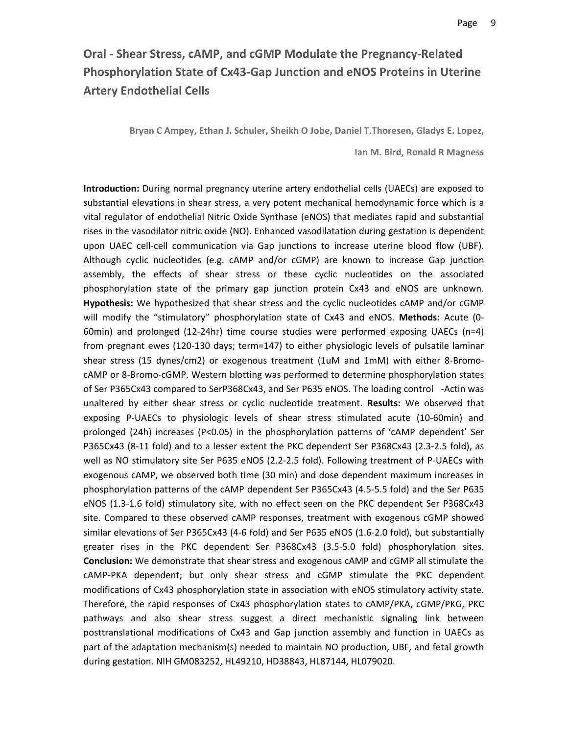## Oral - Shear Stress, cAMP, and cGMP Modulate the Pregnancy-Related Phosphorylation State of Cx43-Gap Junction and eNOS Proteins in Uterine Artery Endothelial Cells

**Bryan C Ampey, Ethan J. Schuler, Sheikh O Jobe, Daniel T.Thoresen, Gladys E. Lopez, Ian M. Bird, Ronald R Magness**

**Introduction:** During normal pregnancy uterine artery endothelial cells (UAECs) are exposed to substantial elevations in shear stress, a very potent mechanical hemodynamic force which is a vital regulator of endothelial Nitric Oxide Synthase (eNOS) that mediates rapid and substantial rises in the vasodilator nitric oxide (NO). Enhanced vasodilatation during gestation is dependent upon UAEC cell-cell communication via Gap junctions to increase uterine blood flow (UBF). Although cyclic nucleotides (e.g. cAMP and/or cGMP) are known to increase Gap junction assembly, the effects of shear stress or these cyclic nucleotides on the associated phosphorylation state of the primary gap junction protein Cx43 and eNOS are unknown. **Hypothesis:** We hypothesized that shear stress and the cyclic nucleotides cAMP and/or cGMP will modify the "stimulatory" phosphorylation state of Cx43 and eNOS. **Methods:** Acute (0-60min) and prolonged (12-24hr) time course studies were performed exposing UAECs (n=4) from pregnant ewes (120-130 days; term=147) to either physiologic levels of pulsatile laminar shear stress (15 dynes/cm2) or exogenous treatment (1uM and 1mM) with either 8-Bromo-cAMP or 8-Bromo-cGMP. Western blotting was performed to determine phosphorylation states of Ser P365Cx43 compared to SerP368Cx43, and Ser P635 eNOS. The loading control -Actin was unaltered by either shear stress or cyclic nucleotide treatment. **Results:** We observed that exposing P-UAECs to physiologic levels of shear stress stimulated acute (10-60min) and prolonged (24h) increases ($P<0.05$) in the phosphorylation patterns of 'cAMP dependent' Ser P365Cx43 (8-11 fold) and to a lesser extent the PKC dependent Ser P368Cx43 (2.3-2.5 fold), as well as NO stimulatory site Ser P635 eNOS (2.2-2.5 fold). Following treatment of P-UAECs with exogenous cAMP, we observed both time (30 min) and dose dependent maximum increases in phosphorylation patterns of the cAMP dependent Ser P365Cx43 (4.5-5.5 fold) and the Ser P635 eNOS (1.3-1.6 fold) stimulatory site, with no effect seen on the PKC dependent Ser P368Cx43 site. Compared to these observed cAMP responses, treatment with exogenous cGMP showed similar elevations of Ser P365Cx43 (4-6 fold) and Ser P635 eNOS (1.6-2.0 fold), but substantially greater rises in the PKC dependent Ser P368Cx43 (3.5-5.0 fold) phosphorylation sites. **Conclusion:** We demonstrate that shear stress and exogenous cAMP and cGMP all stimulate the cAMP-PKA dependent; but only shear stress and cGMP stimulate the PKC dependent modifications of Cx43 phosphorylation state in association with eNOS stimulatory activity state. Therefore, the rapid responses of Cx43 phosphorylation states to cAMP/PKA, cGMP/PKG, PKC pathways and also shear stress suggest a direct mechanistic signaling link between posttranslational modifications of Cx43 and Gap junction assembly and function in UAECs as part of the adaptation mechanism(s) needed to maintain NO production, UBF, and fetal growth during gestation. NIH GM083252, HL49210, HD38843, HL87144, HL079020.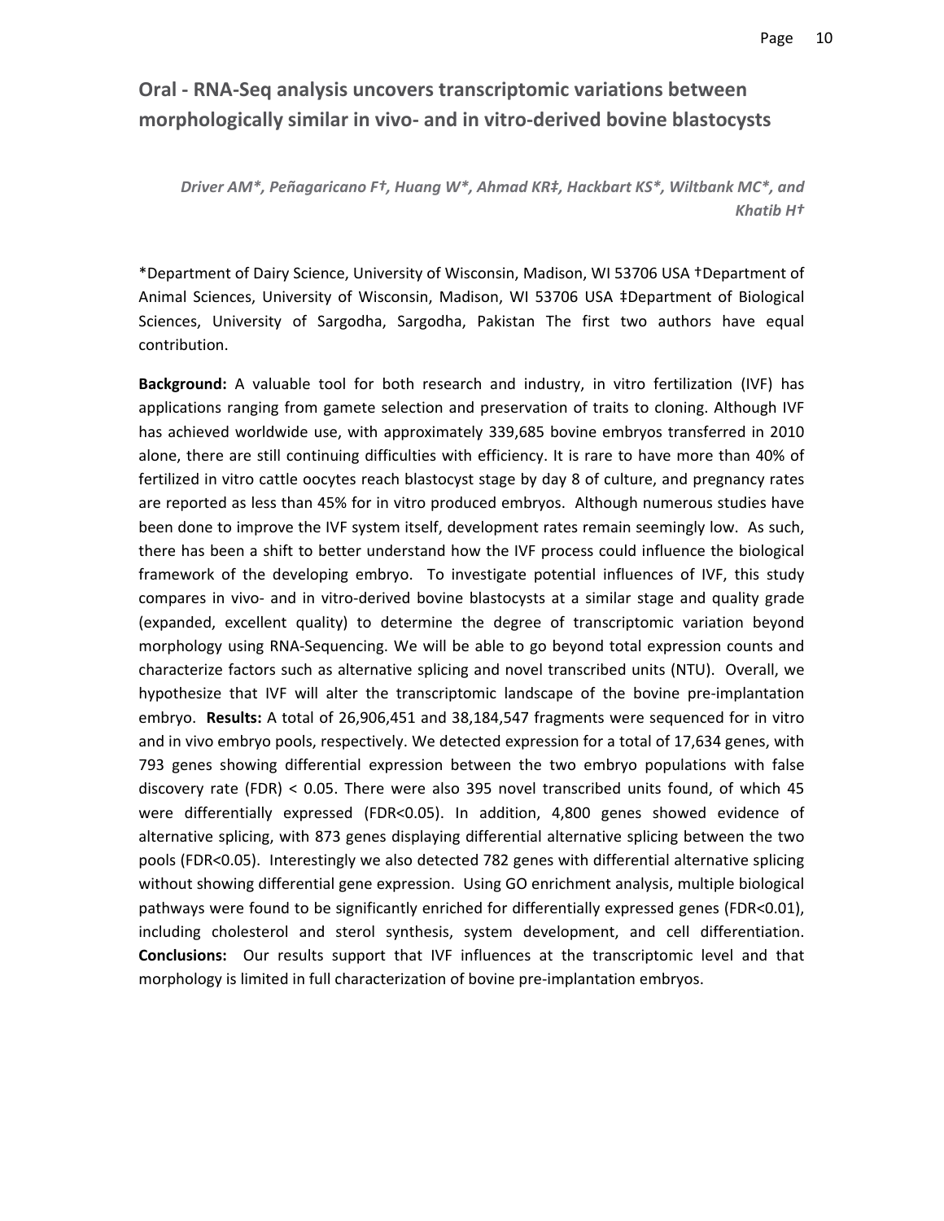## Oral - RNA-Seq analysis uncovers transcriptomic variations between morphologically similar in vivo- and in vitro-derived bovine blastocysts

*Driver AM\*, Peñagaricano F†, Huang W\*, Ahmad KR‡, Hackbart KS\*, Wiltbank MC\*, and Khatib H†*

\*Department of Dairy Science, University of Wisconsin, Madison, WI 53706 USA †Department of Animal Sciences, University of Wisconsin, Madison, WI 53706 USA ‡Department of Biological Sciences, University of Sargodha, Sargodha, Pakistan The first two authors have equal contribution.

**Background:** A valuable tool for both research and industry, in vitro fertilization (IVF) has applications ranging from gamete selection and preservation of traits to cloning. Although IVF has achieved worldwide use, with approximately 339,685 bovine embryos transferred in 2010 alone, there are still continuing difficulties with efficiency. It is rare to have more than 40% of fertilized in vitro cattle oocytes reach blastocyst stage by day 8 of culture, and pregnancy rates are reported as less than 45% for in vitro produced embryos. Although numerous studies have been done to improve the IVF system itself, development rates remain seemingly low. As such, there has been a shift to better understand how the IVF process could influence the biological framework of the developing embryo. To investigate potential influences of IVF, this study compares in vivo- and in vitro-derived bovine blastocysts at a similar stage and quality grade (expanded, excellent quality) to determine the degree of transcriptomic variation beyond morphology using RNA-Sequencing. We will be able to go beyond total expression counts and characterize factors such as alternative splicing and novel transcribed units (NTU). Overall, we hypothesize that IVF will alter the transcriptomic landscape of the bovine pre-implantation embryo. **Results:** A total of 26,906,451 and 38,184,547 fragments were sequenced for in vitro and in vivo embryo pools, respectively. We detected expression for a total of 17,634 genes, with 793 genes showing differential expression between the two embryo populations with false discovery rate (FDR) $< 0.05$. There were also 395 novel transcribed units found, of which 45 were differentially expressed (FDR$<0.05$). In addition, 4,800 genes showed evidence of alternative splicing, with 873 genes displaying differential alternative splicing between the two pools (FDR$<0.05$). Interestingly we also detected 782 genes with differential alternative splicing without showing differential gene expression. Using GO enrichment analysis, multiple biological pathways were found to be significantly enriched for differentially expressed genes (FDR$<0.01$), including cholesterol and sterol synthesis, system development, and cell differentiation. **Conclusions:** Our results support that IVF influences at the transcriptomic level and that morphology is limited in full characterization of bovine pre-implantation embryos.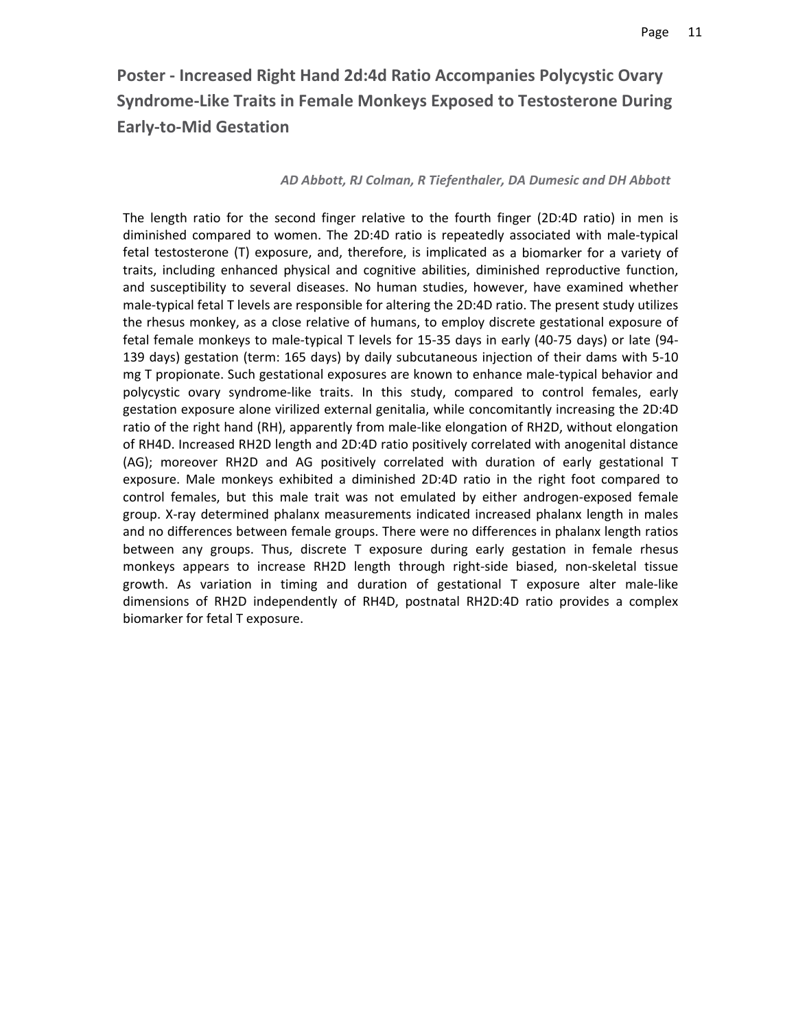## Poster - Increased Right Hand 2d:4d Ratio Accompanies Polycystic Ovary Syndrome-Like Traits in Female Monkeys Exposed to Testosterone During Early-to-Mid Gestation

*AD Abbott, RJ Colman, R Tiefenthaler, DA Dumesic and DH Abbott*

The length ratio for the second finger relative to the fourth finger (2D:4D ratio) in men is diminished compared to women. The 2D:4D ratio is repeatedly associated with male-typical fetal testosterone (T) exposure, and, therefore, is implicated as a biomarker for a variety of traits, including enhanced physical and cognitive abilities, diminished reproductive function, and susceptibility to several diseases. No human studies, however, have examined whether male-typical fetal T levels are responsible for altering the 2D:4D ratio. The present study utilizes the rhesus monkey, as a close relative of humans, to employ discrete gestational exposure of fetal female monkeys to male-typical T levels for 15-35 days in early (40-75 days) or late (94-139 days) gestation (term: 165 days) by daily subcutaneous injection of their dams with 5-10 mg T propionate. Such gestational exposures are known to enhance male-typical behavior and polycystic ovary syndrome-like traits. In this study, compared to control females, early gestation exposure alone virilized external genitalia, while concomitantly increasing the 2D:4D ratio of the right hand (RH), apparently from male-like elongation of RH2D, without elongation of RH4D. Increased RH2D length and 2D:4D ratio positively correlated with anogenital distance (AG); moreover RH2D and AG positively correlated with duration of early gestational T exposure. Male monkeys exhibited a diminished 2D:4D ratio in the right foot compared to control females, but this male trait was not emulated by either androgen-exposed female group. X-ray determined phalanx measurements indicated increased phalanx length in males and no differences between female groups. There were no differences in phalanx length ratios between any groups. Thus, discrete T exposure during early gestation in female rhesus monkeys appears to increase RH2D length through right-side biased, non-skeletal tissue growth. As variation in timing and duration of gestational T exposure alter male-like dimensions of RH2D independently of RH4D, postnatal RH2D:4D ratio provides a complex biomarker for fetal T exposure.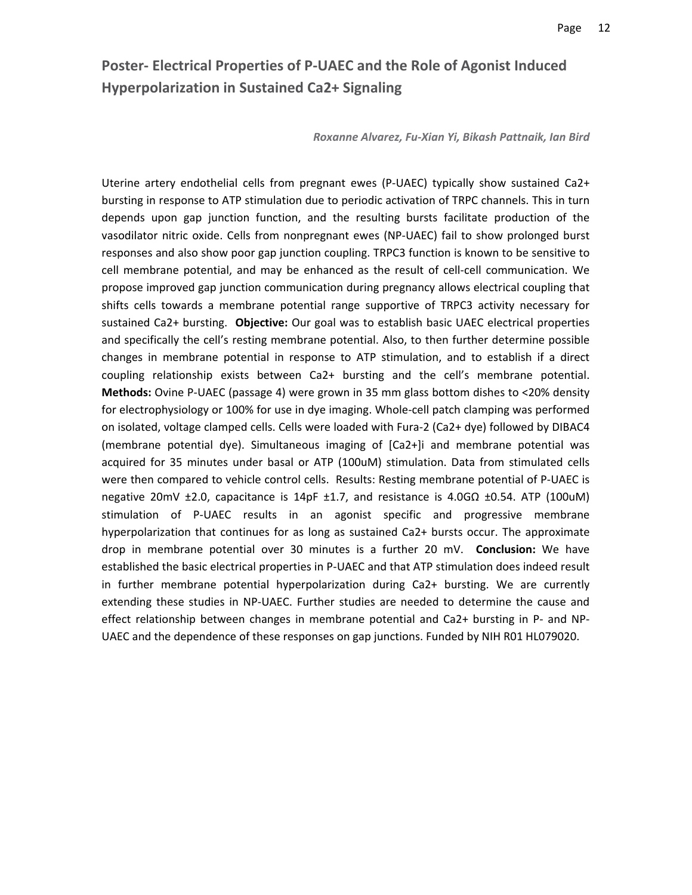## Poster- Electrical Properties of P-UAEC and the Role of Agonist Induced Hyperpolarization in Sustained Ca2+ Signaling

*Roxanne Alvarez, Fu-Xian Yi, Bikash Pattnaik, Ian Bird*

Uterine artery endothelial cells from pregnant ewes (P-UAEC) typically show sustained Ca2+ bursting in response to ATP stimulation due to periodic activation of TRPC channels. This in turn depends upon gap junction function, and the resulting bursts facilitate production of the vasodilator nitric oxide. Cells from nonpregnant ewes (NP-UAEC) fail to show prolonged burst responses and also show poor gap junction coupling. TRPC3 function is known to be sensitive to cell membrane potential, and may be enhanced as the result of cell-cell communication. We propose improved gap junction communication during pregnancy allows electrical coupling that shifts cells towards a membrane potential range supportive of TRPC3 activity necessary for sustained Ca2+ bursting. **Objective:** Our goal was to establish basic UAEC electrical properties and specifically the cell's resting membrane potential. Also, to then further determine possible changes in membrane potential in response to ATP stimulation, and to establish if a direct coupling relationship exists between Ca2+ bursting and the cell's membrane potential. **Methods:** Ovine P-UAEC (passage 4) were grown in 35 mm glass bottom dishes to <20% density for electrophysiology or 100% for use in dye imaging. Whole-cell patch clamping was performed on isolated, voltage clamped cells. Cells were loaded with Fura-2 (Ca2+ dye) followed by DIBAC4 (membrane potential dye). Simultaneous imaging of [Ca2+]i and membrane potential was acquired for 35 minutes under basal or ATP (100uM) stimulation. Data from stimulated cells were then compared to vehicle control cells. Results: Resting membrane potential of P-UAEC is negative 20mV ±2.0, capacitance is 14pF ±1.7, and resistance is 4.0GΩ ±0.54. ATP (100uM) stimulation of P-UAEC results in an agonist specific and progressive membrane hyperpolarization that continues for as long as sustained Ca2+ bursts occur. The approximate drop in membrane potential over 30 minutes is a further 20 mV. **Conclusion:** We have established the basic electrical properties in P-UAEC and that ATP stimulation does indeed result in further membrane potential hyperpolarization during Ca2+ bursting. We are currently extending these studies in NP-UAEC. Further studies are needed to determine the cause and effect relationship between changes in membrane potential and Ca2+ bursting in P- and NP-UAEC and the dependence of these responses on gap junctions. Funded by NIH R01 HL079020.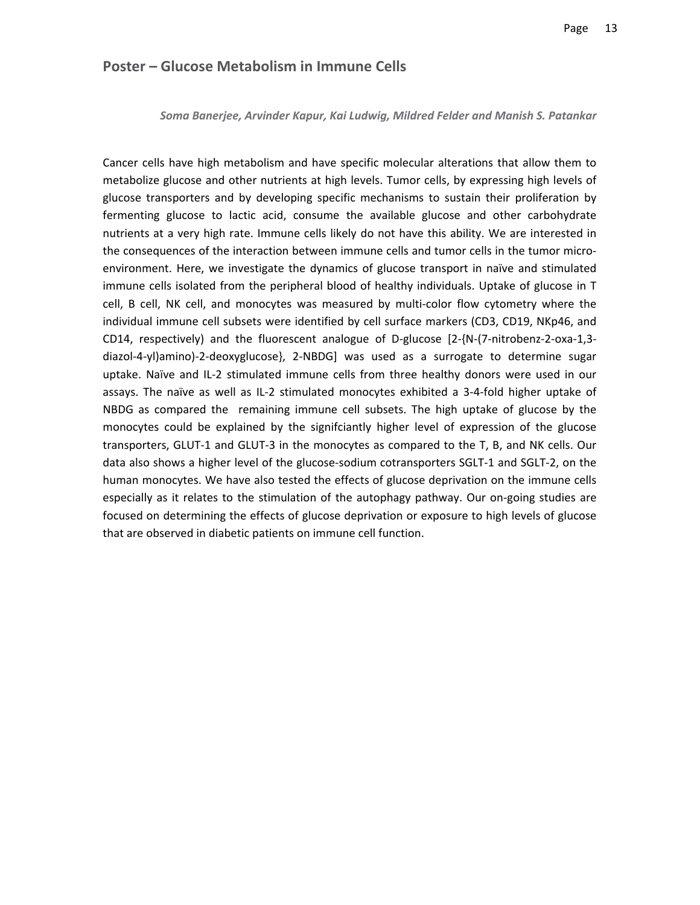## Poster – Glucose Metabolism in Immune Cells

***Soma Banerjee, Arvinder Kapur, Kai Ludwig, Mildred Felder and Manish S. Patankar***

Cancer cells have high metabolism and have specific molecular alterations that allow them to metabolize glucose and other nutrients at high levels. Tumor cells, by expressing high levels of glucose transporters and by developing specific mechanisms to sustain their proliferation by fermenting glucose to lactic acid, consume the available glucose and other carbohydrate nutrients at a very high rate. Immune cells likely do not have this ability. We are interested in the consequences of the interaction between immune cells and tumor cells in the tumor micro-environment. Here, we investigate the dynamics of glucose transport in naïve and stimulated immune cells isolated from the peripheral blood of healthy individuals. Uptake of glucose in T cell, B cell, NK cell, and monocytes was measured by multi-color flow cytometry where the individual immune cell subsets were identified by cell surface markers (CD3, CD19, NKp46, and CD14, respectively) and the fluorescent analogue of D-glucose [2-{N-(7-nitrobenz-2-oxa-1,3-diazol-4-yl)amino)-2-deoxyglucose}, 2-NBDG] was used as a surrogate to determine sugar uptake. Naïve and IL-2 stimulated immune cells from three healthy donors were used in our assays. The naïve as well as IL-2 stimulated monocytes exhibited a 3-4-fold higher uptake of NBDG as compared the remaining immune cell subsets. The high uptake of glucose by the monocytes could be explained by the signifciantly higher level of expression of the glucose transporters, GLUT-1 and GLUT-3 in the monocytes as compared to the T, B, and NK cells. Our data also shows a higher level of the glucose-sodium cotransporters SGLT-1 and SGLT-2, on the human monocytes. We have also tested the effects of glucose deprivation on the immune cells especially as it relates to the stimulation of the autophagy pathway. Our on-going studies are focused on determining the effects of glucose deprivation or exposure to high levels of glucose that are observed in diabetic patients on immune cell function.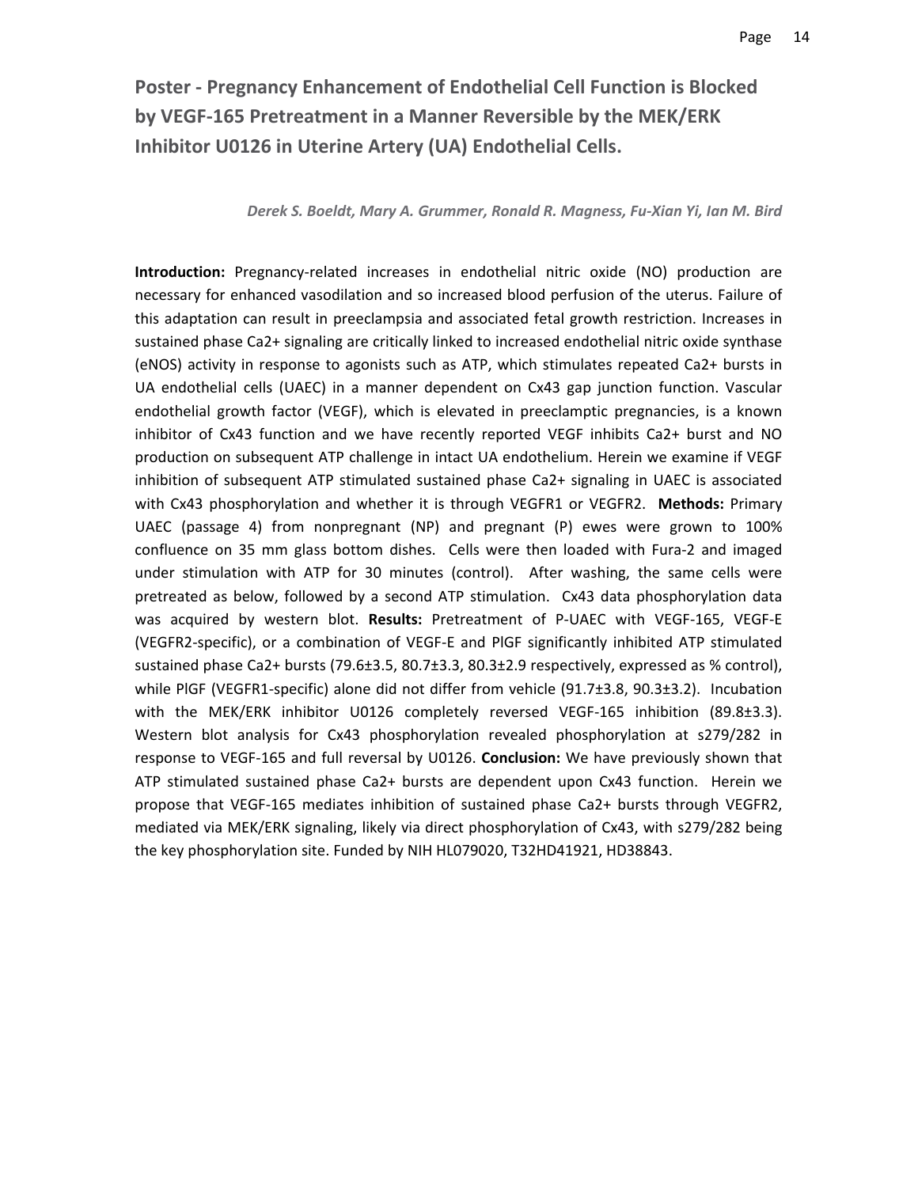## Poster - Pregnancy Enhancement of Endothelial Cell Function is Blocked by VEGF-165 Pretreatment in a Manner Reversible by the MEK/ERK Inhibitor U0126 in Uterine Artery (UA) Endothelial Cells.

*Derek S. Boeldt, Mary A. Grummer, Ronald R. Magness, Fu-Xian Yi, Ian M. Bird*

**Introduction:** Pregnancy-related increases in endothelial nitric oxide (NO) production are necessary for enhanced vasodilation and so increased blood perfusion of the uterus. Failure of this adaptation can result in preeclampsia and associated fetal growth restriction. Increases in sustained phase Ca2+ signaling are critically linked to increased endothelial nitric oxide synthase (eNOS) activity in response to agonists such as ATP, which stimulates repeated Ca2+ bursts in UA endothelial cells (UAEC) in a manner dependent on Cx43 gap junction function. Vascular endothelial growth factor (VEGF), which is elevated in preeclamptic pregnancies, is a known inhibitor of Cx43 function and we have recently reported VEGF inhibits Ca2+ burst and NO production on subsequent ATP challenge in intact UA endothelium. Herein we examine if VEGF inhibition of subsequent ATP stimulated sustained phase Ca2+ signaling in UAEC is associated with Cx43 phosphorylation and whether it is through VEGFR1 or VEGFR2. **Methods:** Primary UAEC (passage 4) from nonpregnant (NP) and pregnant (P) ewes were grown to 100% confluence on 35 mm glass bottom dishes. Cells were then loaded with Fura-2 and imaged under stimulation with ATP for 30 minutes (control). After washing, the same cells were pretreated as below, followed by a second ATP stimulation. Cx43 data phosphorylation data was acquired by western blot. **Results:** Pretreatment of P-UAEC with VEGF-165, VEGF-E (VEGFR2-specific), or a combination of VEGF-E and PlGF significantly inhibited ATP stimulated sustained phase Ca2+ bursts (79.6±3.5, 80.7±3.3, 80.3±2.9 respectively, expressed as % control), while PlGF (VEGFR1-specific) alone did not differ from vehicle (91.7±3.8, 90.3±3.2). Incubation with the MEK/ERK inhibitor U0126 completely reversed VEGF-165 inhibition (89.8±3.3). Western blot analysis for Cx43 phosphorylation revealed phosphorylation at s279/282 in response to VEGF-165 and full reversal by U0126. **Conclusion:** We have previously shown that ATP stimulated sustained phase Ca2+ bursts are dependent upon Cx43 function. Herein we propose that VEGF-165 mediates inhibition of sustained phase Ca2+ bursts through VEGFR2, mediated via MEK/ERK signaling, likely via direct phosphorylation of Cx43, with s279/282 being the key phosphorylation site. Funded by NIH HL079020, T32HD41921, HD38843.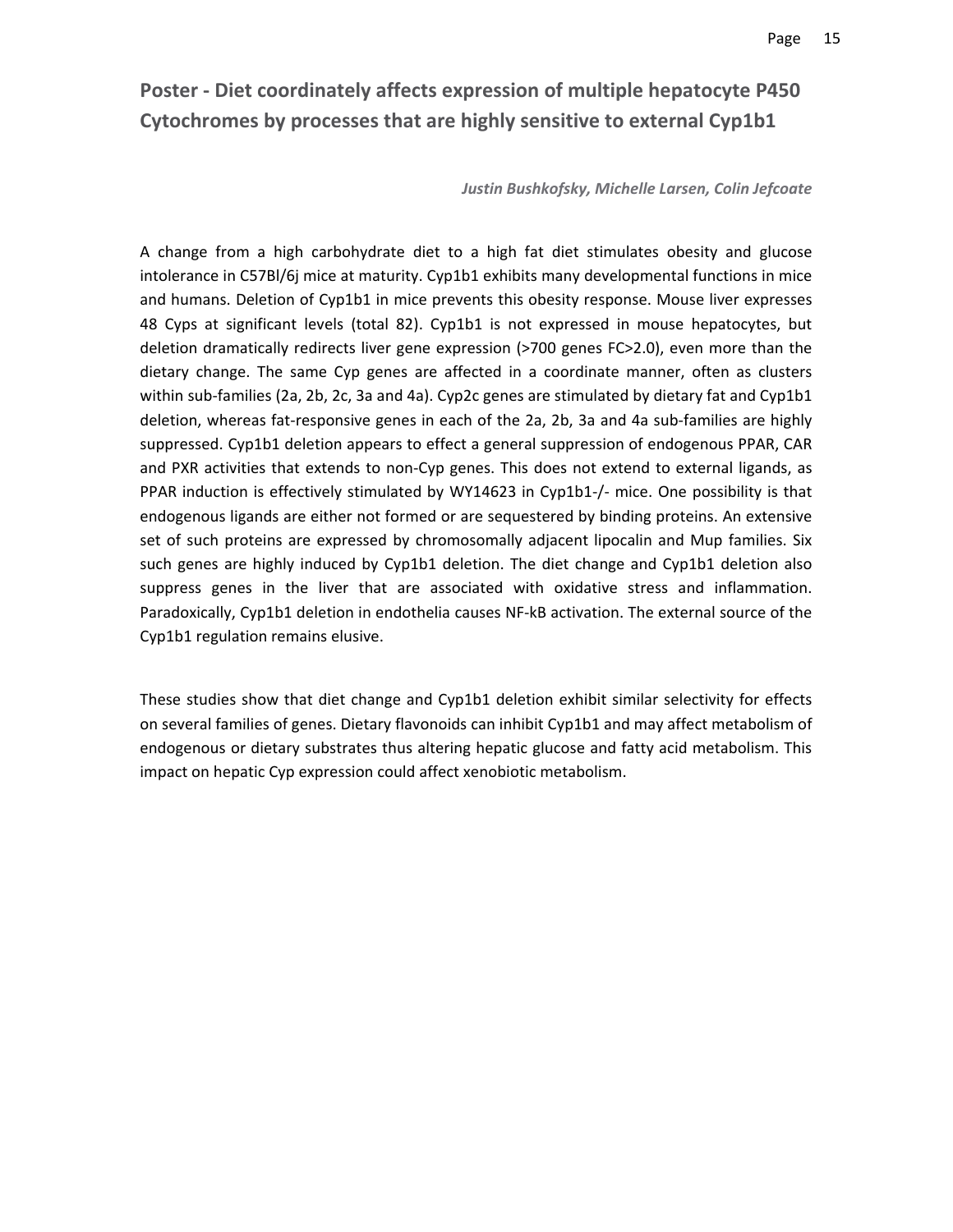## Poster - Diet coordinately affects expression of multiple hepatocyte P450 Cytochromes by processes that are highly sensitive to external Cyp1b1

*Justin Bushkofsky, Michelle Larsen, Colin Jefcoate*

A change from a high carbohydrate diet to a high fat diet stimulates obesity and glucose intolerance in C57Bl/6j mice at maturity. Cyp1b1 exhibits many developmental functions in mice and humans. Deletion of Cyp1b1 in mice prevents this obesity response. Mouse liver expresses 48 Cyps at significant levels (total 82). Cyp1b1 is not expressed in mouse hepatocytes, but deletion dramatically redirects liver gene expression (>700 genes FC>2.0), even more than the dietary change. The same Cyp genes are affected in a coordinate manner, often as clusters within sub-families (2a, 2b, 2c, 3a and 4a). Cyp2c genes are stimulated by dietary fat and Cyp1b1 deletion, whereas fat-responsive genes in each of the 2a, 2b, 3a and 4a sub-families are highly suppressed. Cyp1b1 deletion appears to effect a general suppression of endogenous PPAR, CAR and PXR activities that extends to non-Cyp genes. This does not extend to external ligands, as PPAR induction is effectively stimulated by WY14623 in Cyp1b1-/- mice. One possibility is that endogenous ligands are either not formed or are sequestered by binding proteins. An extensive set of such proteins are expressed by chromosomally adjacent lipocalin and Mup families. Six such genes are highly induced by Cyp1b1 deletion. The diet change and Cyp1b1 deletion also suppress genes in the liver that are associated with oxidative stress and inflammation. Paradoxically, Cyp1b1 deletion in endothelia causes NF-kB activation. The external source of the Cyp1b1 regulation remains elusive.

These studies show that diet change and Cyp1b1 deletion exhibit similar selectivity for effects on several families of genes. Dietary flavonoids can inhibit Cyp1b1 and may affect metabolism of endogenous or dietary substrates thus altering hepatic glucose and fatty acid metabolism. This impact on hepatic Cyp expression could affect xenobiotic metabolism.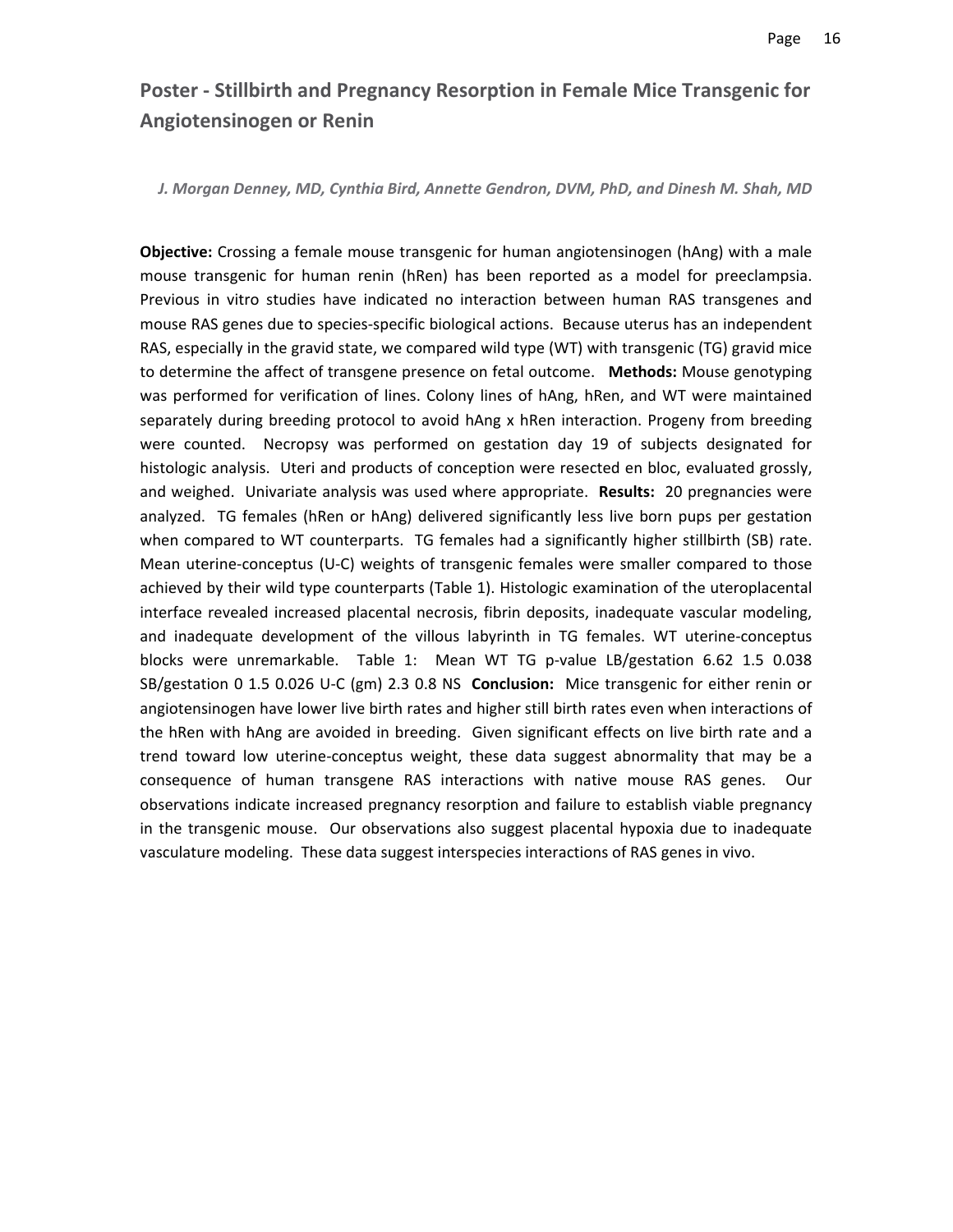## Poster - Stillbirth and Pregnancy Resorption in Female Mice Transgenic for Angiotensinogen or Renin

*J. Morgan Denney, MD, Cynthia Bird, Annette Gendron, DVM, PhD, and Dinesh M. Shah, MD*

**Objective:** Crossing a female mouse transgenic for human angiotensinogen (hAng) with a male mouse transgenic for human renin (hRen) has been reported as a model for preeclampsia. Previous in vitro studies have indicated no interaction between human RAS transgenes and mouse RAS genes due to species-specific biological actions. Because uterus has an independent RAS, especially in the gravid state, we compared wild type (WT) with transgenic (TG) gravid mice to determine the affect of transgene presence on fetal outcome. **Methods:** Mouse genotyping was performed for verification of lines. Colony lines of hAng, hRen, and WT were maintained separately during breeding protocol to avoid hAng x hRen interaction. Progeny from breeding were counted. Necropsy was performed on gestation day 19 of subjects designated for histologic analysis. Uteri and products of conception were resected en bloc, evaluated grossly, and weighed. Univariate analysis was used where appropriate. **Results:** 20 pregnancies were analyzed. TG females (hRen or hAng) delivered significantly less live born pups per gestation when compared to WT counterparts. TG females had a significantly higher stillbirth (SB) rate. Mean uterine-conceptus (U-C) weights of transgenic females were smaller compared to those achieved by their wild type counterparts (Table 1). Histologic examination of the uteroplacental interface revealed increased placental necrosis, fibrin deposits, inadequate vascular modeling, and inadequate development of the villous labyrinth in TG females. WT uterine-conceptus blocks were unremarkable. Table 1:

| Mean | WT | TG | p-value |
|---|---|---|---|
| LB/gestation | 6.62 | 1.5 | 0.038 |
| SB/gestation | 0 | 1.5 | 0.026 |
| U-C (gm) | 2.3 | 0.8 | NS |

**Conclusion:** Mice transgenic for either renin or angiotensinogen have lower live birth rates and higher still birth rates even when interactions of the hRen with hAng are avoided in breeding. Given significant effects on live birth rate and a trend toward low uterine-conceptus weight, these data suggest abnormality that may be a consequence of human transgene RAS interactions with native mouse RAS genes. Our observations indicate increased pregnancy resorption and failure to establish viable pregnancy in the transgenic mouse. Our observations also suggest placental hypoxia due to inadequate vasculature modeling. These data suggest interspecies interactions of RAS genes in vivo.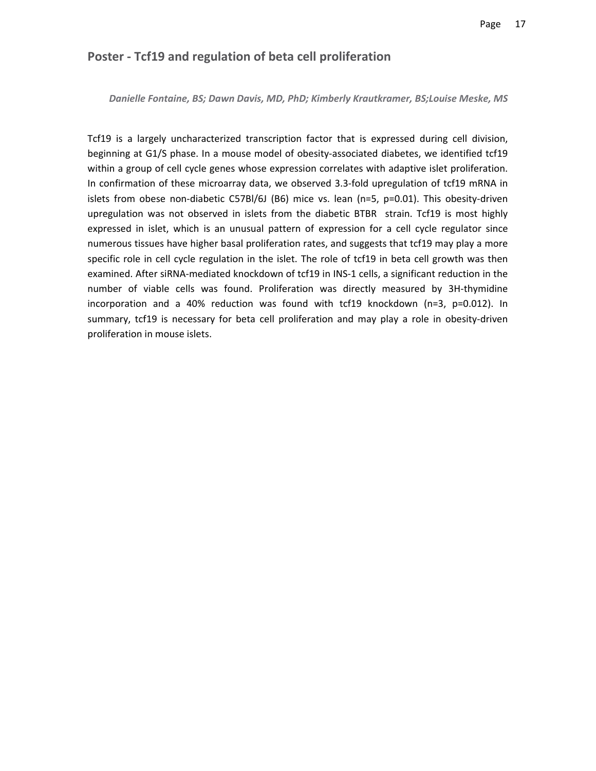## Poster - Tcf19 and regulation of beta cell proliferation

*Danielle Fontaine, BS; Dawn Davis, MD, PhD; Kimberly Krautkramer, BS;Louise Meske, MS*

Tcf19 is a largely uncharacterized transcription factor that is expressed during cell division, beginning at G1/S phase. In a mouse model of obesity-associated diabetes, we identified tcf19 within a group of cell cycle genes whose expression correlates with adaptive islet proliferation. In confirmation of these microarray data, we observed 3.3-fold upregulation of tcf19 mRNA in islets from obese non-diabetic C57Bl/6J (B6) mice vs. lean ($n=5$, $p=0.01$). This obesity-driven upregulation was not observed in islets from the diabetic BTBR strain. Tcf19 is most highly expressed in islet, which is an unusual pattern of expression for a cell cycle regulator since numerous tissues have higher basal proliferation rates, and suggests that tcf19 may play a more specific role in cell cycle regulation in the islet. The role of tcf19 in beta cell growth was then examined. After siRNA-mediated knockdown of tcf19 in INS-1 cells, a significant reduction in the number of viable cells was found. Proliferation was directly measured by 3H-thymidine incorporation and a 40% reduction was found with tcf19 knockdown ($n=3$, $p=0.012$). In summary, tcf19 is necessary for beta cell proliferation and may play a role in obesity-driven proliferation in mouse islets.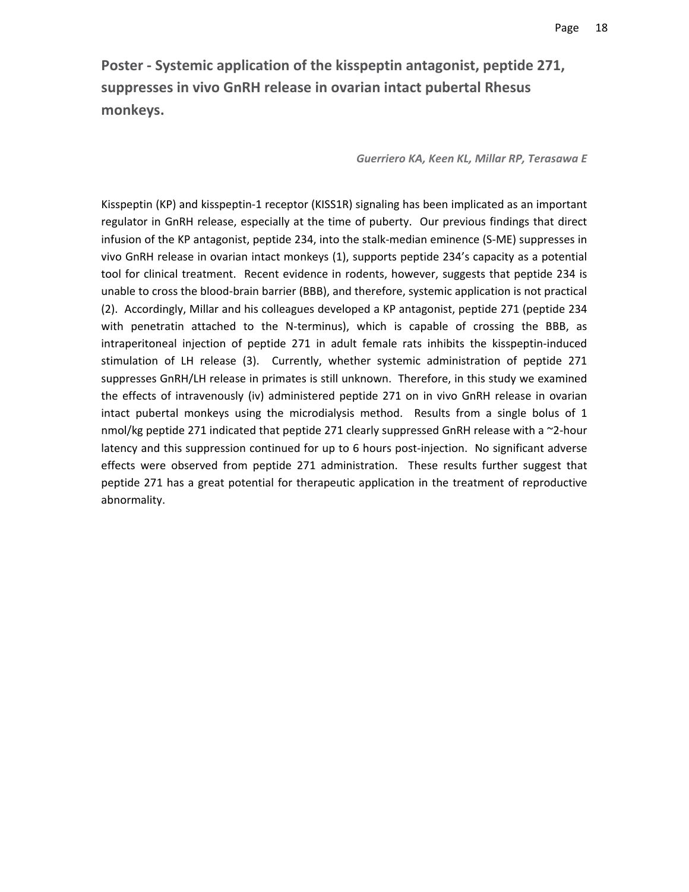## Poster - Systemic application of the kisspeptin antagonist, peptide 271, suppresses in vivo GnRH release in ovarian intact pubertal Rhesus monkeys.

*Guerriero KA, Keen KL, Millar RP, Terasawa E*

Kisspeptin (KP) and kisspeptin-1 receptor (KISS1R) signaling has been implicated as an important regulator in GnRH release, especially at the time of puberty. Our previous findings that direct infusion of the KP antagonist, peptide 234, into the stalk-median eminence (S-ME) suppresses in vivo GnRH release in ovarian intact monkeys (1), supports peptide 234's capacity as a potential tool for clinical treatment. Recent evidence in rodents, however, suggests that peptide 234 is unable to cross the blood-brain barrier (BBB), and therefore, systemic application is not practical (2). Accordingly, Millar and his colleagues developed a KP antagonist, peptide 271 (peptide 234 with penetratin attached to the N-terminus), which is capable of crossing the BBB, as intraperitoneal injection of peptide 271 in adult female rats inhibits the kisspeptin-induced stimulation of LH release (3). Currently, whether systemic administration of peptide 271 suppresses GnRH/LH release in primates is still unknown. Therefore, in this study we examined the effects of intravenously (iv) administered peptide 271 on in vivo GnRH release in ovarian intact pubertal monkeys using the microdialysis method. Results from a single bolus of 1 nmol/kg peptide 271 indicated that peptide 271 clearly suppressed GnRH release with a ~2-hour latency and this suppression continued for up to 6 hours post-injection. No significant adverse effects were observed from peptide 271 administration. These results further suggest that peptide 271 has a great potential for therapeutic application in the treatment of reproductive abnormality.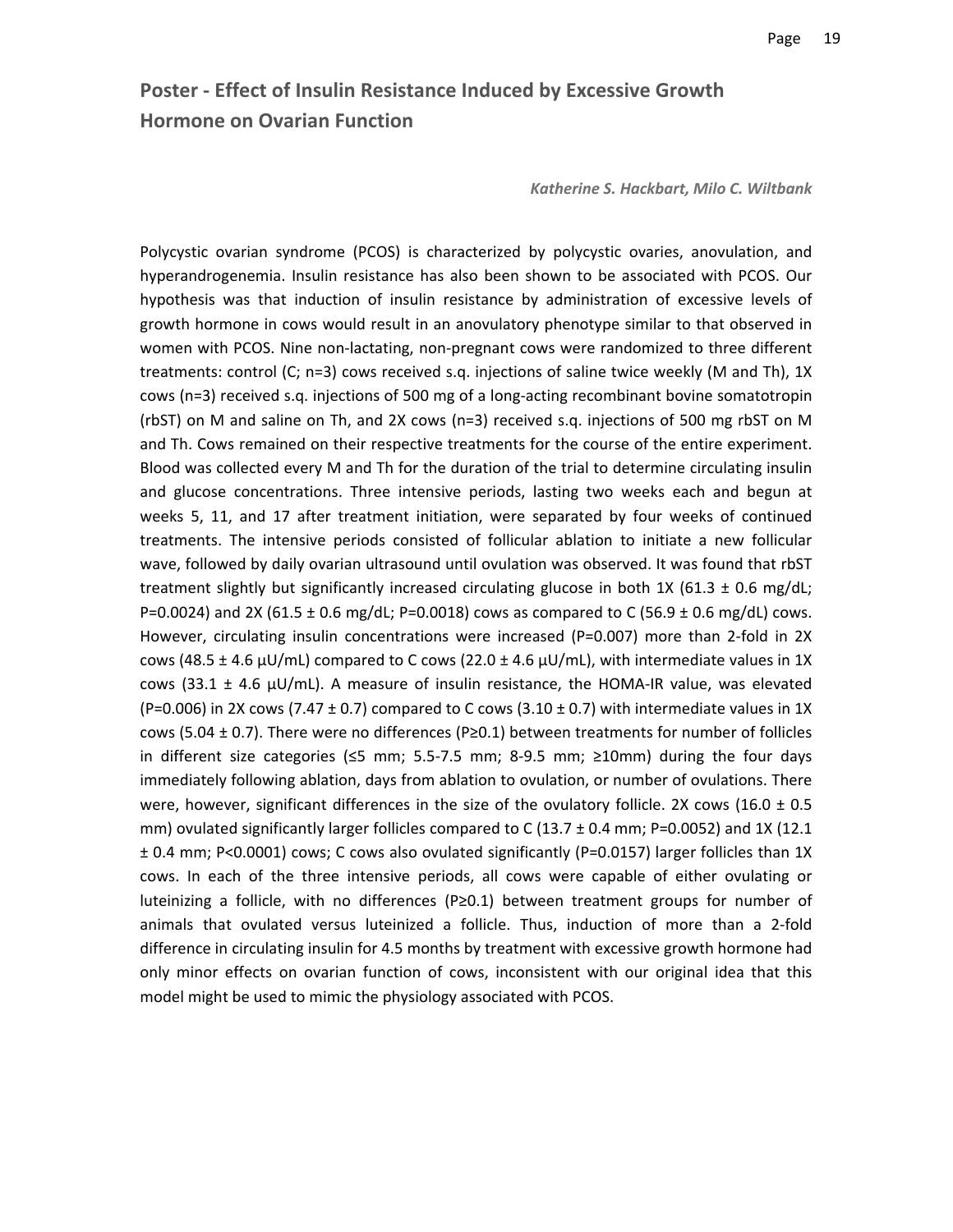## Poster - Effect of Insulin Resistance Induced by Excessive Growth Hormone on Ovarian Function

*Katherine S. Hackbart, Milo C. Wiltbank*

Polycystic ovarian syndrome (PCOS) is characterized by polycystic ovaries, anovulation, and hyperandrogenemia. Insulin resistance has also been shown to be associated with PCOS. Our hypothesis was that induction of insulin resistance by administration of excessive levels of growth hormone in cows would result in an anovulatory phenotype similar to that observed in women with PCOS. Nine non-lactating, non-pregnant cows were randomized to three different treatments: control (C; n=3) cows received s.q. injections of saline twice weekly (M and Th), 1X cows (n=3) received s.q. injections of 500 mg of a long-acting recombinant bovine somatotropin (rbST) on M and saline on Th, and 2X cows (n=3) received s.q. injections of 500 mg rbST on M and Th. Cows remained on their respective treatments for the course of the entire experiment. Blood was collected every M and Th for the duration of the trial to determine circulating insulin and glucose concentrations. Three intensive periods, lasting two weeks each and begun at weeks 5, 11, and 17 after treatment initiation, were separated by four weeks of continued treatments. The intensive periods consisted of follicular ablation to initiate a new follicular wave, followed by daily ovarian ultrasound until ovulation was observed. It was found that rbST treatment slightly but significantly increased circulating glucose in both 1X (61.3 ± 0.6 mg/dL; P=0.0024) and 2X (61.5 ± 0.6 mg/dL; P=0.0018) cows as compared to C (56.9 ± 0.6 mg/dL) cows. However, circulating insulin concentrations were increased (P=0.007) more than 2-fold in 2X cows (48.5 ± 4.6 µU/mL) compared to C cows (22.0 ± 4.6 µU/mL), with intermediate values in 1X cows (33.1 ± 4.6 µU/mL). A measure of insulin resistance, the HOMA-IR value, was elevated (P=0.006) in 2X cows (7.47 ± 0.7) compared to C cows (3.10 ± 0.7) with intermediate values in 1X cows (5.04 ± 0.7). There were no differences (P≥0.1) between treatments for number of follicles in different size categories (≤5 mm; 5.5-7.5 mm; 8-9.5 mm; ≥10mm) during the four days immediately following ablation, days from ablation to ovulation, or number of ovulations. There were, however, significant differences in the size of the ovulatory follicle. 2X cows (16.0 ± 0.5 mm) ovulated significantly larger follicles compared to C (13.7 ± 0.4 mm; P=0.0052) and 1X (12.1 ± 0.4 mm; P<0.0001) cows; C cows also ovulated significantly (P=0.0157) larger follicles than 1X cows. In each of the three intensive periods, all cows were capable of either ovulating or luteinizing a follicle, with no differences (P≥0.1) between treatment groups for number of animals that ovulated versus luteinized a follicle. Thus, induction of more than a 2-fold difference in circulating insulin for 4.5 months by treatment with excessive growth hormone had only minor effects on ovarian function of cows, inconsistent with our original idea that this model might be used to mimic the physiology associated with PCOS.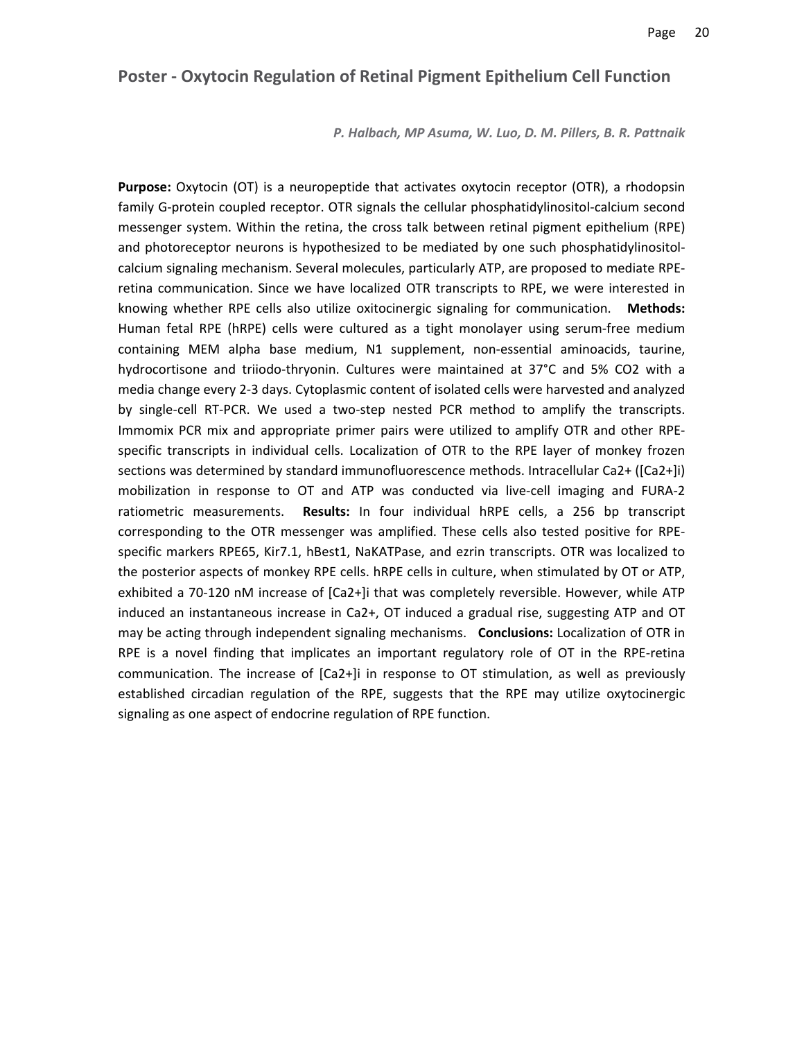## Poster - Oxytocin Regulation of Retinal Pigment Epithelium Cell Function

***P. Halbach, MP Asuma, W. Luo, D. M. Pillers, B. R. Pattnaik***

**Purpose:** Oxytocin (OT) is a neuropeptide that activates oxytocin receptor (OTR), a rhodopsin family G-protein coupled receptor. OTR signals the cellular phosphatidylinositol-calcium second messenger system. Within the retina, the cross talk between retinal pigment epithelium (RPE) and photoreceptor neurons is hypothesized to be mediated by one such phosphatidylinositol-calcium signaling mechanism. Several molecules, particularly ATP, are proposed to mediate RPE-retina communication. Since we have localized OTR transcripts to RPE, we were interested in knowing whether RPE cells also utilize oxitocinergic signaling for communication. **Methods:** Human fetal RPE (hRPE) cells were cultured as a tight monolayer using serum-free medium containing MEM alpha base medium, N1 supplement, non-essential aminoacids, taurine, hydrocortisone and triiodo-thryonin. Cultures were maintained at 37°C and 5% $CO_2$ with a media change every 2-3 days. Cytoplasmic content of isolated cells were harvested and analyzed by single-cell RT-PCR. We used a two-step nested PCR method to amplify the transcripts. Immomix PCR mix and appropriate primer pairs were utilized to amplify OTR and other RPE-specific transcripts in individual cells. Localization of OTR to the RPE layer of monkey frozen sections was determined by standard immunofluorescence methods. Intracellular $Ca^{2+}$ ($[Ca^{2+}]_i$) mobilization in response to OT and ATP was conducted via live-cell imaging and FURA-2 ratiometric measurements. **Results:** In four individual hRPE cells, a 256 bp transcript corresponding to the OTR messenger was amplified. These cells also tested positive for RPE-specific markers RPE65, Kir7.1, hBest1, NaKATPase, and ezrin transcripts. OTR was localized to the posterior aspects of monkey RPE cells. hRPE cells in culture, when stimulated by OT or ATP, exhibited a 70-120 nM increase of $[Ca^{2+}]_i$ that was completely reversible. However, while ATP induced an instantaneous increase in $Ca^{2+}$, OT induced a gradual rise, suggesting ATP and OT may be acting through independent signaling mechanisms. **Conclusions:** Localization of OTR in RPE is a novel finding that implicates an important regulatory role of OT in the RPE-retina communication. The increase of $[Ca^{2+}]_i$ in response to OT stimulation, as well as previously established circadian regulation of the RPE, suggests that the RPE may utilize oxytocinergic signaling as one aspect of endocrine regulation of RPE function.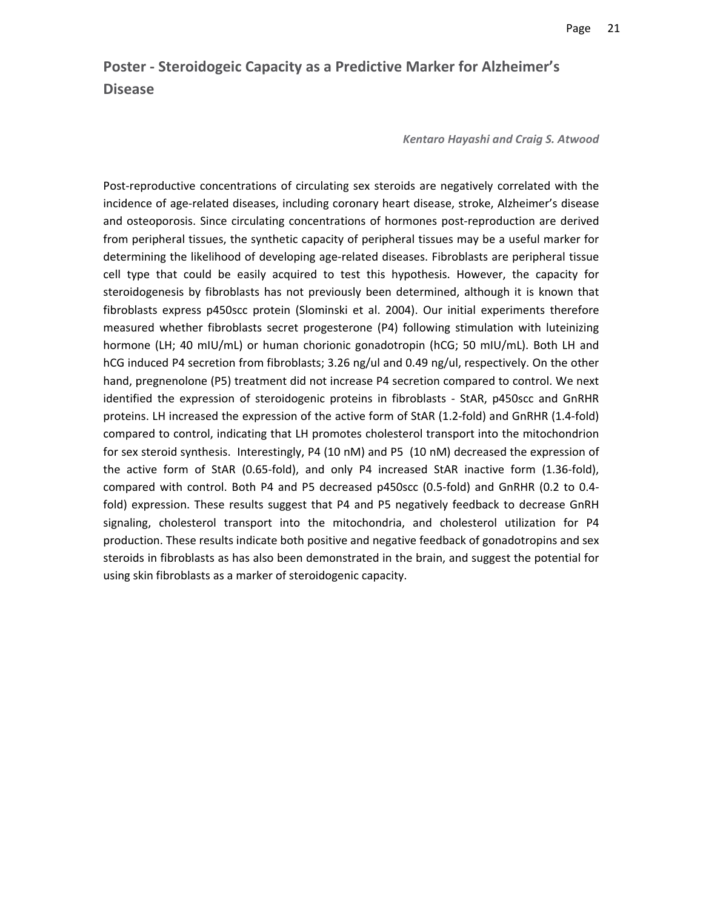## Poster - Steroidogeic Capacity as a Predictive Marker for Alzheimer's Disease

*Kentaro Hayashi and Craig S. Atwood*

Post-reproductive concentrations of circulating sex steroids are negatively correlated with the incidence of age-related diseases, including coronary heart disease, stroke, Alzheimer's disease and osteoporosis. Since circulating concentrations of hormones post-reproduction are derived from peripheral tissues, the synthetic capacity of peripheral tissues may be a useful marker for determining the likelihood of developing age-related diseases. Fibroblasts are peripheral tissue cell type that could be easily acquired to test this hypothesis. However, the capacity for steroidogenesis by fibroblasts has not previously been determined, although it is known that fibroblasts express p450scc protein (Slominski et al. 2004). Our initial experiments therefore measured whether fibroblasts secret progesterone (P4) following stimulation with luteinizing hormone (LH; 40 mIU/mL) or human chorionic gonadotropin (hCG; 50 mIU/mL). Both LH and hCG induced P4 secretion from fibroblasts; 3.26 ng/ul and 0.49 ng/ul, respectively. On the other hand, pregnenolone (P5) treatment did not increase P4 secretion compared to control. We next identified the expression of steroidogenic proteins in fibroblasts - StAR, p450scc and GnRHR proteins. LH increased the expression of the active form of StAR (1.2-fold) and GnRHR (1.4-fold) compared to control, indicating that LH promotes cholesterol transport into the mitochondrion for sex steroid synthesis. Interestingly, P4 (10 nM) and P5 (10 nM) decreased the expression of the active form of StAR (0.65-fold), and only P4 increased StAR inactive form (1.36-fold), compared with control. Both P4 and P5 decreased p450scc (0.5-fold) and GnRHR (0.2 to 0.4-fold) expression. These results suggest that P4 and P5 negatively feedback to decrease GnRH signaling, cholesterol transport into the mitochondria, and cholesterol utilization for P4 production. These results indicate both positive and negative feedback of gonadotropins and sex steroids in fibroblasts as has also been demonstrated in the brain, and suggest the potential for using skin fibroblasts as a marker of steroidogenic capacity.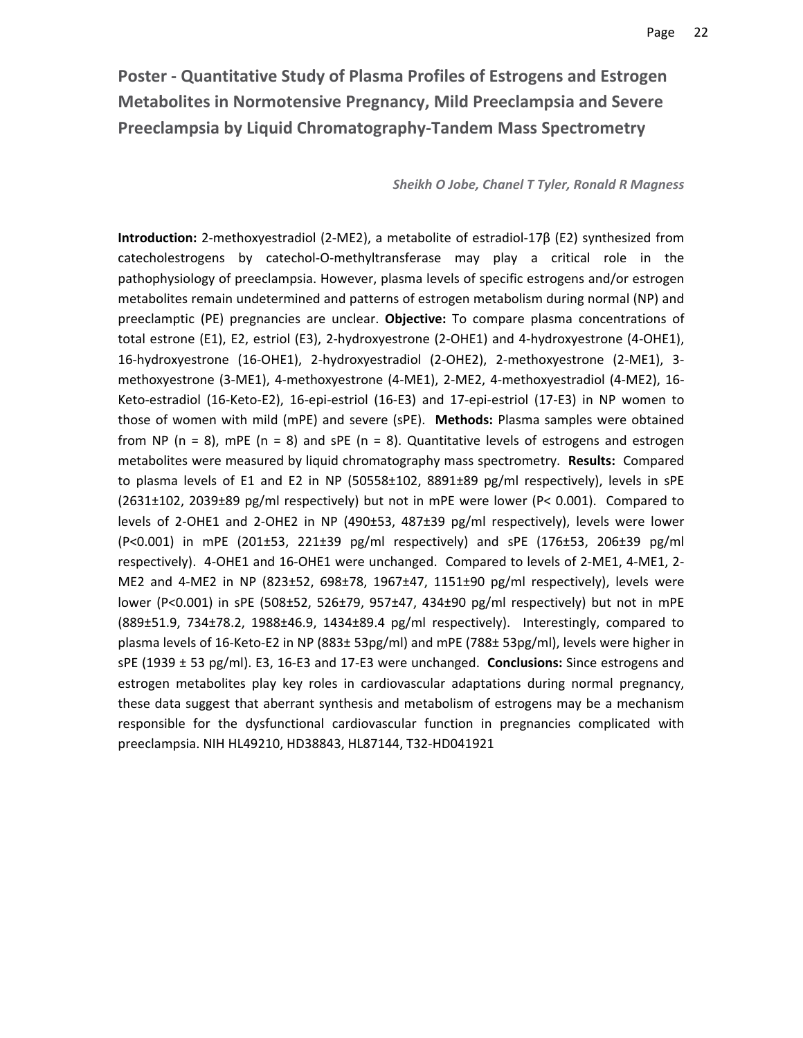## Poster - Quantitative Study of Plasma Profiles of Estrogens and Estrogen Metabolites in Normotensive Pregnancy, Mild Preeclampsia and Severe Preeclampsia by Liquid Chromatography-Tandem Mass Spectrometry

***Sheikh O Jobe, Chanel T Tyler, Ronald R Magness***

**Introduction:** 2-methoxyestradiol (2-ME2), a metabolite of estradiol-17β (E2) synthesized from catecholestrogens by catechol-O-methyltransferase may play a critical role in the pathophysiology of preeclampsia. However, plasma levels of specific estrogens and/or estrogen metabolites remain undetermined and patterns of estrogen metabolism during normal (NP) and preeclamptic (PE) pregnancies are unclear. **Objective:** To compare plasma concentrations of total estrone (E1), E2, estriol (E3), 2-hydroxyestrone (2-OHE1) and 4-hydroxyestrone (4-OHE1), 16-hydroxyestrone (16-OHE1), 2-hydroxyestradiol (2-OHE2), 2-methoxyestrone (2-ME1), 3-methoxyestrone (3-ME1), 4-methoxyestrone (4-ME1), 2-ME2, 4-methoxyestradiol (4-ME2), 16-Keto-estradiol (16-Keto-E2), 16-epi-estriol (16-E3) and 17-epi-estriol (17-E3) in NP women to those of women with mild (mPE) and severe (sPE). **Methods:** Plasma samples were obtained from NP (n = 8), mPE (n = 8) and sPE (n = 8). Quantitative levels of estrogens and estrogen metabolites were measured by liquid chromatography mass spectrometry. **Results:** Compared to plasma levels of E1 and E2 in NP (50558±102, 8891±89 pg/ml respectively), levels in sPE (2631±102, 2039±89 pg/ml respectively) but not in mPE were lower (P< 0.001). Compared to levels of 2-OHE1 and 2-OHE2 in NP (490±53, 487±39 pg/ml respectively), levels were lower (P<0.001) in mPE (201±53, 221±39 pg/ml respectively) and sPE (176±53, 206±39 pg/ml respectively). 4-OHE1 and 16-OHE1 were unchanged. Compared to levels of 2-ME1, 4-ME1, 2-ME2 and 4-ME2 in NP (823±52, 698±78, 1967±47, 1151±90 pg/ml respectively), levels were lower (P<0.001) in sPE (508±52, 526±79, 957±47, 434±90 pg/ml respectively) but not in mPE (889±51.9, 734±78.2, 1988±46.9, 1434±89.4 pg/ml respectively). Interestingly, compared to plasma levels of 16-Keto-E2 in NP (883± 53pg/ml) and mPE (788± 53pg/ml), levels were higher in sPE (1939 ± 53 pg/ml). E3, 16-E3 and 17-E3 were unchanged. **Conclusions:** Since estrogens and estrogen metabolites play key roles in cardiovascular adaptations during normal pregnancy, these data suggest that aberrant synthesis and metabolism of estrogens may be a mechanism responsible for the dysfunctional cardiovascular function in pregnancies complicated with preeclampsia. NIH HL49210, HD38843, HL87144, T32-HD041921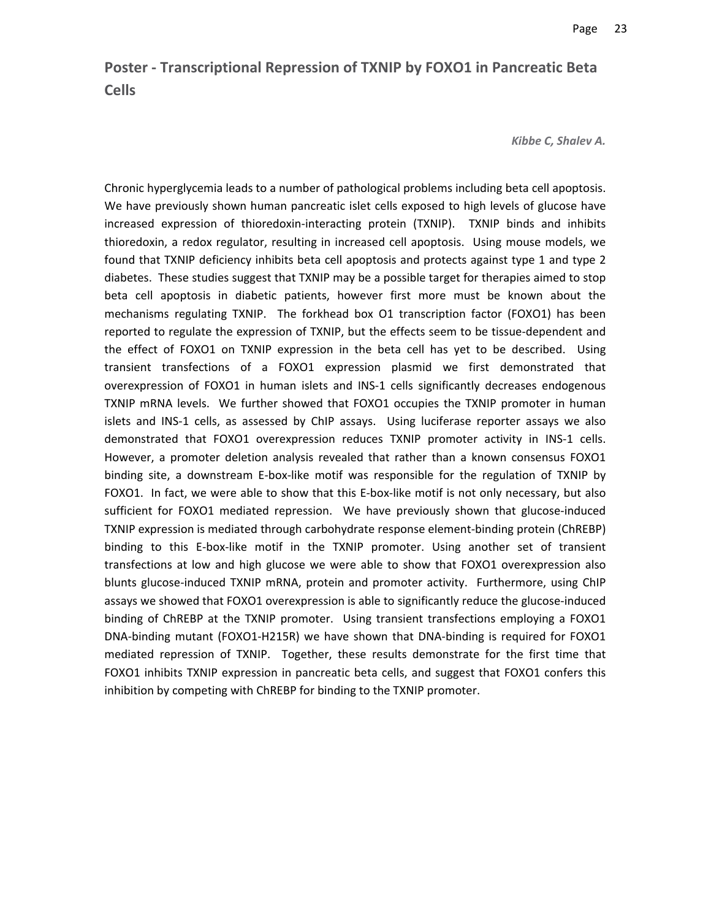## Poster - Transcriptional Repression of TXNIP by FOXO1 in Pancreatic Beta Cells

*Kibbe C, Shalev A.*

Chronic hyperglycemia leads to a number of pathological problems including beta cell apoptosis. We have previously shown human pancreatic islet cells exposed to high levels of glucose have increased expression of thioredoxin-interacting protein (TXNIP). TXNIP binds and inhibits thioredoxin, a redox regulator, resulting in increased cell apoptosis. Using mouse models, we found that TXNIP deficiency inhibits beta cell apoptosis and protects against type 1 and type 2 diabetes. These studies suggest that TXNIP may be a possible target for therapies aimed to stop beta cell apoptosis in diabetic patients, however first more must be known about the mechanisms regulating TXNIP. The forkhead box O1 transcription factor (FOXO1) has been reported to regulate the expression of TXNIP, but the effects seem to be tissue-dependent and the effect of FOXO1 on TXNIP expression in the beta cell has yet to be described. Using transient transfections of a FOXO1 expression plasmid we first demonstrated that overexpression of FOXO1 in human islets and INS-1 cells significantly decreases endogenous TXNIP mRNA levels. We further showed that FOXO1 occupies the TXNIP promoter in human islets and INS-1 cells, as assessed by ChIP assays. Using luciferase reporter assays we also demonstrated that FOXO1 overexpression reduces TXNIP promoter activity in INS-1 cells. However, a promoter deletion analysis revealed that rather than a known consensus FOXO1 binding site, a downstream E-box-like motif was responsible for the regulation of TXNIP by FOXO1. In fact, we were able to show that this E-box-like motif is not only necessary, but also sufficient for FOXO1 mediated repression. We have previously shown that glucose-induced TXNIP expression is mediated through carbohydrate response element-binding protein (ChREBP) binding to this E-box-like motif in the TXNIP promoter. Using another set of transient transfections at low and high glucose we were able to show that FOXO1 overexpression also blunts glucose-induced TXNIP mRNA, protein and promoter activity. Furthermore, using ChIP assays we showed that FOXO1 overexpression is able to significantly reduce the glucose-induced binding of ChREBP at the TXNIP promoter. Using transient transfections employing a FOXO1 DNA-binding mutant (FOXO1-H215R) we have shown that DNA-binding is required for FOXO1 mediated repression of TXNIP. Together, these results demonstrate for the first time that FOXO1 inhibits TXNIP expression in pancreatic beta cells, and suggest that FOXO1 confers this inhibition by competing with ChREBP for binding to the TXNIP promoter.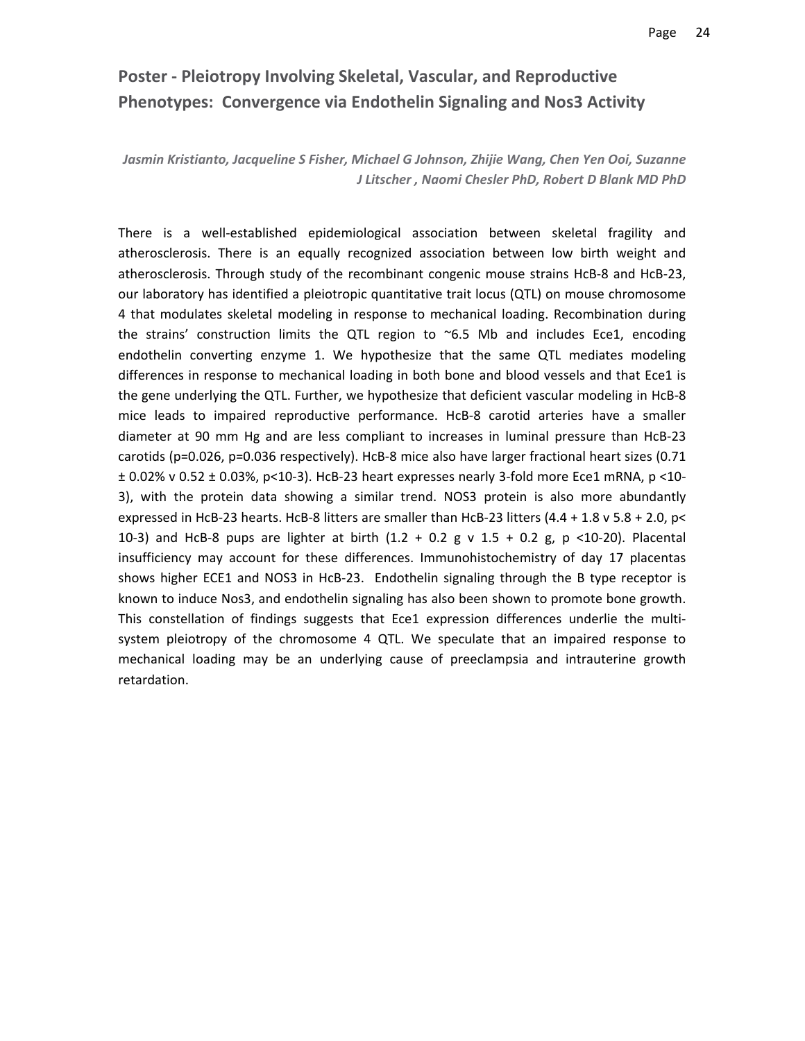## Poster - Pleiotropy Involving Skeletal, Vascular, and Reproductive Phenotypes: Convergence via Endothelin Signaling and Nos3 Activity

*Jasmin Kristianto, Jacqueline S Fisher, Michael G Johnson, Zhijie Wang, Chen Yen Ooi, Suzanne J Litscher , Naomi Chesler PhD, Robert D Blank MD PhD*

There is a well-established epidemiological association between skeletal fragility and atherosclerosis. There is an equally recognized association between low birth weight and atherosclerosis. Through study of the recombinant congenic mouse strains HcB-8 and HcB-23, our laboratory has identified a pleiotropic quantitative trait locus (QTL) on mouse chromosome 4 that modulates skeletal modeling in response to mechanical loading. Recombination during the strains' construction limits the QTL region to ~6.5 Mb and includes Ece1, encoding endothelin converting enzyme 1. We hypothesize that the same QTL mediates modeling differences in response to mechanical loading in both bone and blood vessels and that Ece1 is the gene underlying the QTL. Further, we hypothesize that deficient vascular modeling in HcB-8 mice leads to impaired reproductive performance. HcB-8 carotid arteries have a smaller diameter at 90 mm Hg and are less compliant to increases in luminal pressure than HcB-23 carotids ($p=0.026$, $p=0.036$ respectively). HcB-8 mice also have larger fractional heart sizes ($0.71 \pm 0.02\%$ v $0.52 \pm 0.03\%$, $p<10^{-3}$). HcB-23 heart expresses nearly 3-fold more Ece1 mRNA, $p<10^{-3}$), with the protein data showing a similar trend. NOS3 protein is also more abundantly expressed in HcB-23 hearts. HcB-8 litters are smaller than HcB-23 litters ($4.4 + 1.8$ v $5.8 + 2.0$, $p<10^{-3}$) and HcB-8 pups are lighter at birth ($1.2 + 0.2$ g v $1.5 + 0.2$ g, $p<10^{-20}$). Placental insufficiency may account for these differences. Immunohistochemistry of day 17 placentas shows higher ECE1 and NOS3 in HcB-23. Endothelin signaling through the B type receptor is known to induce Nos3, and endothelin signaling has also been shown to promote bone growth. This constellation of findings suggests that Ece1 expression differences underlie the multi-system pleiotropy of the chromosome 4 QTL. We speculate that an impaired response to mechanical loading may be an underlying cause of preeclampsia and intrauterine growth retardation.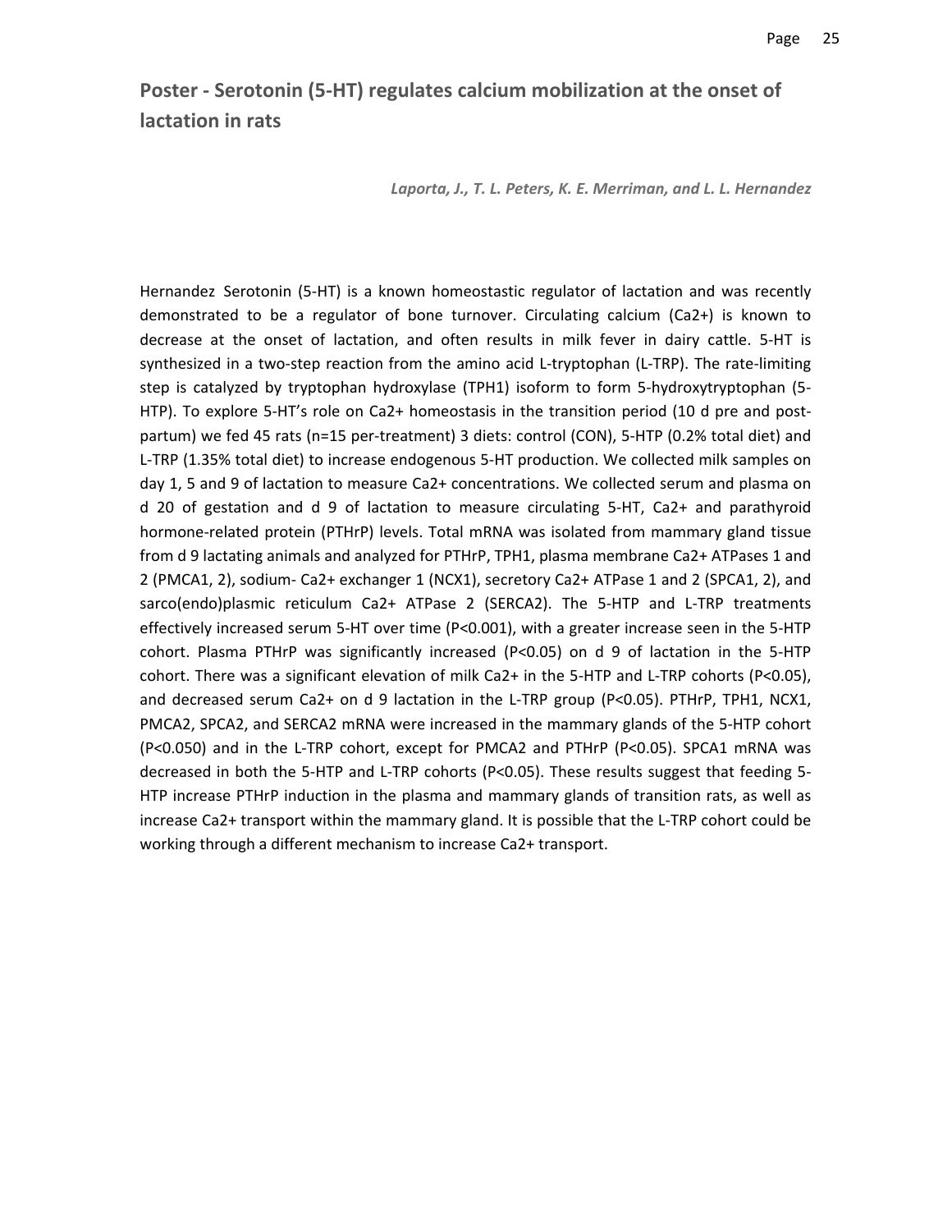## Poster - Serotonin (5-HT) regulates calcium mobilization at the onset of lactation in rats

*Laporta, J., T. L. Peters, K. E. Merriman, and L. L. Hernandez*

Hernandez Serotonin (5-HT) is a known homeostastic regulator of lactation and was recently demonstrated to be a regulator of bone turnover. Circulating calcium ($Ca^{2+}$) is known to decrease at the onset of lactation, and often results in milk fever in dairy cattle. 5-HT is synthesized in a two-step reaction from the amino acid L-tryptophan (L-TRP). The rate-limiting step is catalyzed by tryptophan hydroxylase (TPH1) isoform to form 5-hydroxytryptophan (5-HTP). To explore 5-HT's role on $Ca^{2+}$ homeostasis in the transition period (10 d pre and post-partum) we fed 45 rats (n=15 per-treatment) 3 diets: control (CON), 5-HTP (0.2% total diet) and L-TRP (1.35% total diet) to increase endogenous 5-HT production. We collected milk samples on day 1, 5 and 9 of lactation to measure $Ca^{2+}$ concentrations. We collected serum and plasma on d 20 of gestation and d 9 of lactation to measure circulating 5-HT, $Ca^{2+}$ and parathyroid hormone-related protein (PTHrP) levels. Total mRNA was isolated from mammary gland tissue from d 9 lactating animals and analyzed for PTHrP, TPH1, plasma membrane $Ca^{2+}$ ATPases 1 and 2 (PMCA1, 2), sodium- $Ca^{2+}$ exchanger 1 (NCX1), secretory $Ca^{2+}$ ATPase 1 and 2 (SPCA1, 2), and sarco(endo)plasmic reticulum $Ca^{2+}$ ATPase 2 (SERCA2). The 5-HTP and L-TRP treatments effectively increased serum 5-HT over time ($P<0.001$), with a greater increase seen in the 5-HTP cohort. Plasma PTHrP was significantly increased ($P<0.05$) on d 9 of lactation in the 5-HTP cohort. There was a significant elevation of milk $Ca^{2+}$ in the 5-HTP and L-TRP cohorts ($P<0.05$), and decreased serum $Ca^{2+}$ on d 9 lactation in the L-TRP group ($P<0.05$). PTHrP, TPH1, NCX1, PMCA2, SPCA2, and SERCA2 mRNA were increased in the mammary glands of the 5-HTP cohort ($P<0.050$) and in the L-TRP cohort, except for PMCA2 and PTHrP ($P<0.05$). SPCA1 mRNA was decreased in both the 5-HTP and L-TRP cohorts ($P<0.05$). These results suggest that feeding 5-HTP increase PTHrP induction in the plasma and mammary glands of transition rats, as well as increase $Ca^{2+}$ transport within the mammary gland. It is possible that the L-TRP cohort could be working through a different mechanism to increase $Ca^{2+}$ transport.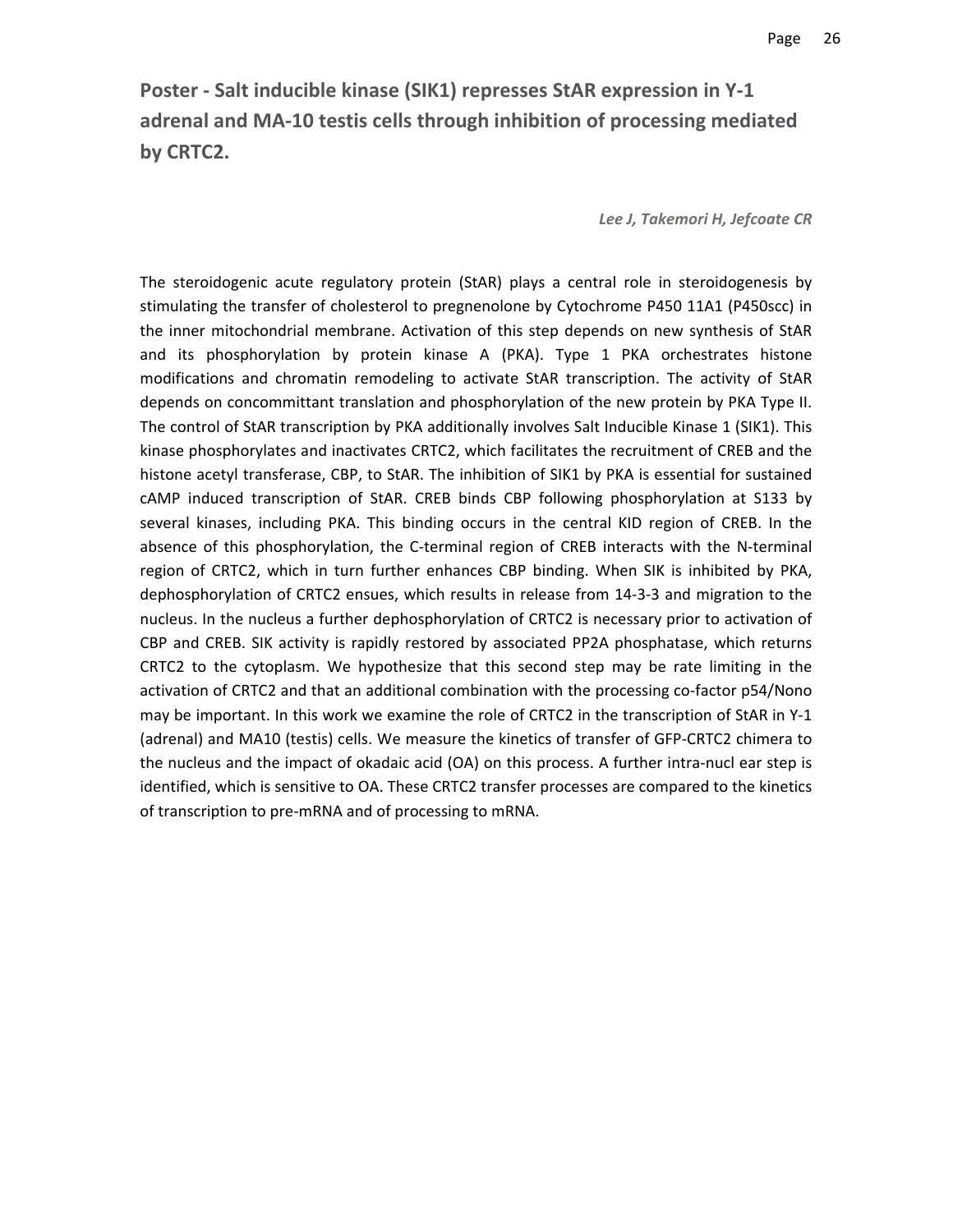## Poster - Salt inducible kinase (SIK1) represses StAR expression in Y-1 adrenal and MA-10 testis cells through inhibition of processing mediated by CRTC2.

***Lee J, Takemori H, Jefcoate CR***

The steroidogenic acute regulatory protein (StAR) plays a central role in steroidogenesis by stimulating the transfer of cholesterol to pregnenolone by Cytochrome P450 11A1 (P450scc) in the inner mitochondrial membrane. Activation of this step depends on new synthesis of StAR and its phosphorylation by protein kinase A (PKA). Type 1 PKA orchestrates histone modifications and chromatin remodeling to activate StAR transcription. The activity of StAR depends on concommittant translation and phosphorylation of the new protein by PKA Type II. The control of StAR transcription by PKA additionally involves Salt Inducible Kinase 1 (SIK1). This kinase phosphorylates and inactivates CRTC2, which facilitates the recruitment of CREB and the histone acetyl transferase, CBP, to StAR. The inhibition of SIK1 by PKA is essential for sustained cAMP induced transcription of StAR. CREB binds CBP following phosphorylation at S133 by several kinases, including PKA. This binding occurs in the central KID region of CREB. In the absence of this phosphorylation, the C-terminal region of CREB interacts with the N-terminal region of CRTC2, which in turn further enhances CBP binding. When SIK is inhibited by PKA, dephosphorylation of CRTC2 ensues, which results in release from 14-3-3 and migration to the nucleus. In the nucleus a further dephosphorylation of CRTC2 is necessary prior to activation of CBP and CREB. SIK activity is rapidly restored by associated PP2A phosphatase, which returns CRTC2 to the cytoplasm. We hypothesize that this second step may be rate limiting in the activation of CRTC2 and that an additional combination with the processing co-factor p54/Nono may be important. In this work we examine the role of CRTC2 in the transcription of StAR in Y-1 (adrenal) and MA10 (testis) cells. We measure the kinetics of transfer of GFP-CRTC2 chimera to the nucleus and the impact of okadaic acid (OA) on this process. A further intra-nucl ear step is identified, which is sensitive to OA. These CRTC2 transfer processes are compared to the kinetics of transcription to pre-mRNA and of processing to mRNA.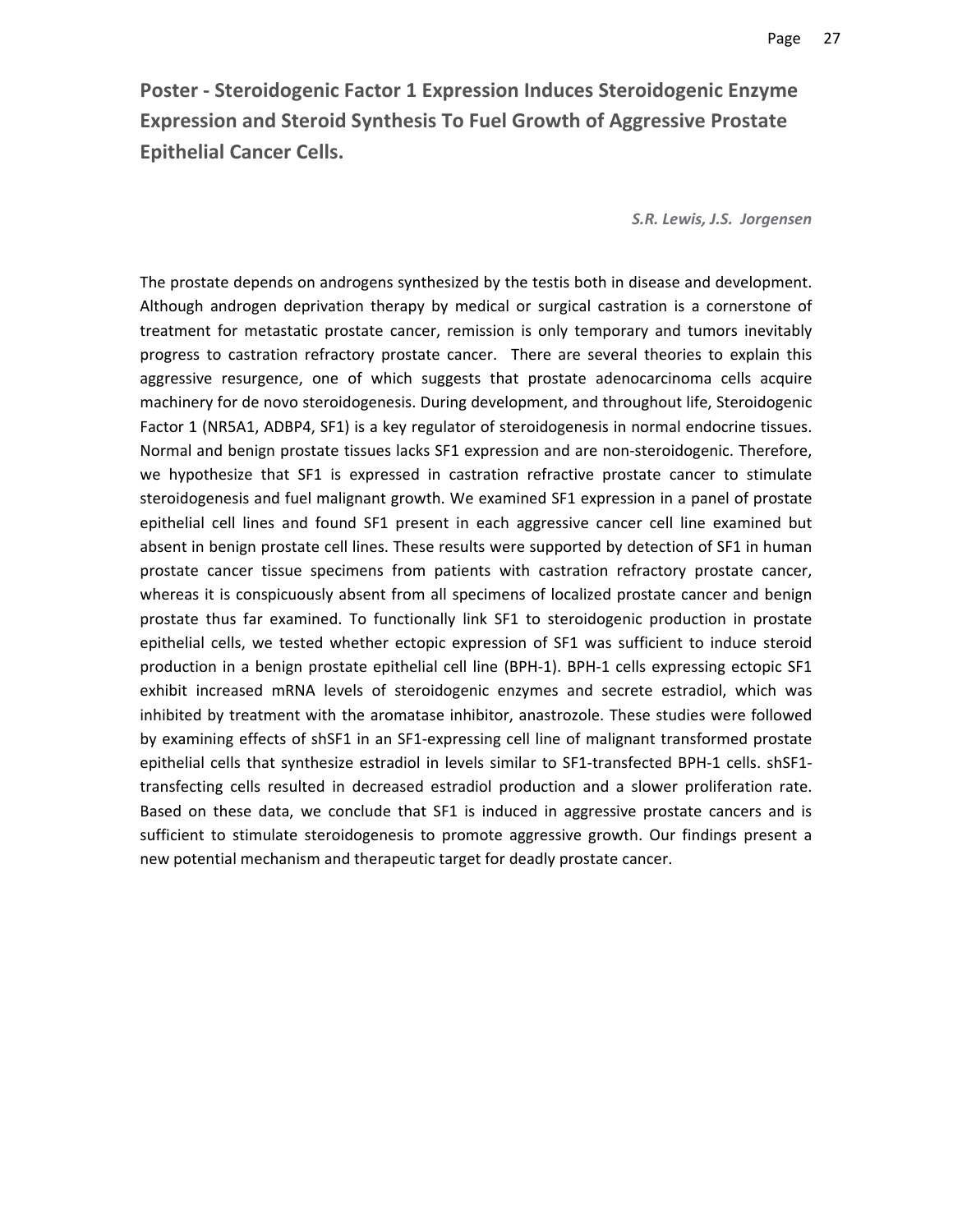## Poster - Steroidogenic Factor 1 Expression Induces Steroidogenic Enzyme Expression and Steroid Synthesis To Fuel Growth of Aggressive Prostate Epithelial Cancer Cells.

***S.R. Lewis, J.S. Jorgensen***

The prostate depends on androgens synthesized by the testis both in disease and development. Although androgen deprivation therapy by medical or surgical castration is a cornerstone of treatment for metastatic prostate cancer, remission is only temporary and tumors inevitably progress to castration refractory prostate cancer. There are several theories to explain this aggressive resurgence, one of which suggests that prostate adenocarcinoma cells acquire machinery for de novo steroidogenesis. During development, and throughout life, Steroidogenic Factor 1 (NR5A1, ADBP4, SF1) is a key regulator of steroidogenesis in normal endocrine tissues. Normal and benign prostate tissues lacks SF1 expression and are non-steroidogenic. Therefore, we hypothesize that SF1 is expressed in castration refractive prostate cancer to stimulate steroidogenesis and fuel malignant growth. We examined SF1 expression in a panel of prostate epithelial cell lines and found SF1 present in each aggressive cancer cell line examined but absent in benign prostate cell lines. These results were supported by detection of SF1 in human prostate cancer tissue specimens from patients with castration refractory prostate cancer, whereas it is conspicuously absent from all specimens of localized prostate cancer and benign prostate thus far examined. To functionally link SF1 to steroidogenic production in prostate epithelial cells, we tested whether ectopic expression of SF1 was sufficient to induce steroid production in a benign prostate epithelial cell line (BPH-1). BPH-1 cells expressing ectopic SF1 exhibit increased mRNA levels of steroidogenic enzymes and secrete estradiol, which was inhibited by treatment with the aromatase inhibitor, anastrozole. These studies were followed by examining effects of shSF1 in an SF1-expressing cell line of malignant transformed prostate epithelial cells that synthesize estradiol in levels similar to SF1-transfected BPH-1 cells. shSF1-transfecting cells resulted in decreased estradiol production and a slower proliferation rate. Based on these data, we conclude that SF1 is induced in aggressive prostate cancers and is sufficient to stimulate steroidogenesis to promote aggressive growth. Our findings present a new potential mechanism and therapeutic target for deadly prostate cancer.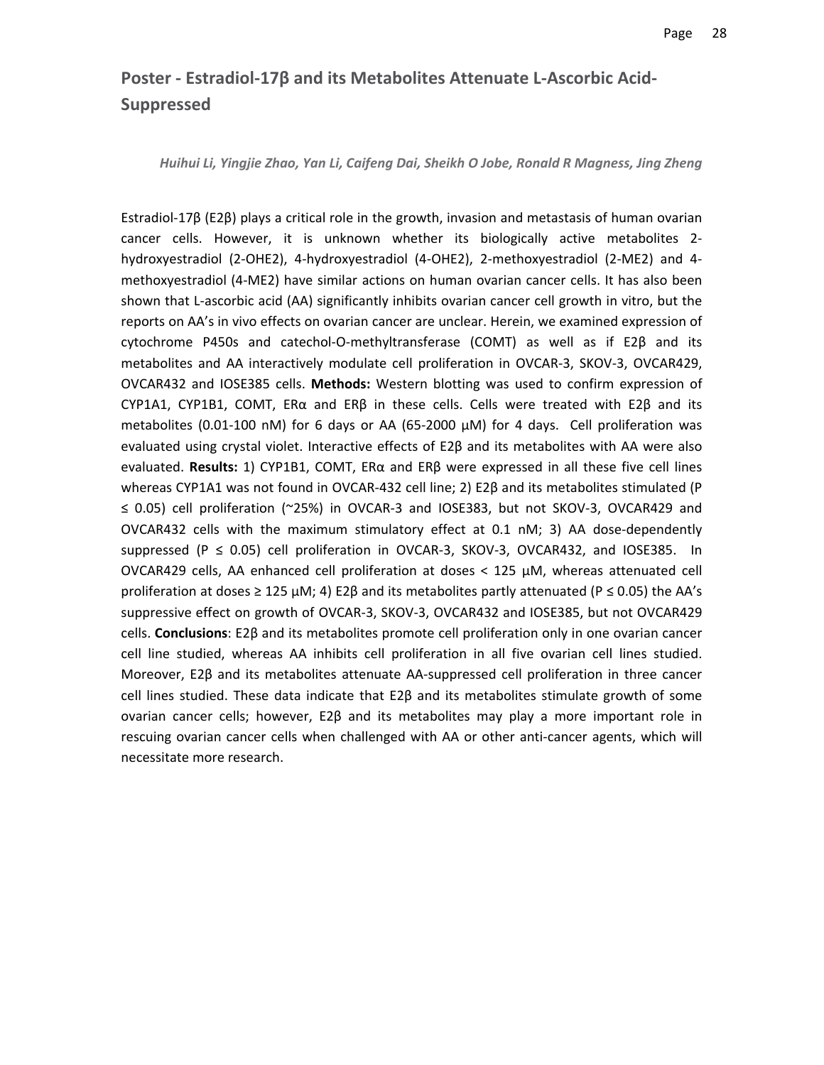## Poster - Estradiol-17β and its Metabolites Attenuate L-Ascorbic Acid-Suppressed

*Huihui Li, Yingjie Zhao, Yan Li, Caifeng Dai, Sheikh O Jobe, Ronald R Magness, Jing Zheng*

Estradiol-17β (E2β) plays a critical role in the growth, invasion and metastasis of human ovarian cancer cells. However, it is unknown whether its biologically active metabolites 2-hydroxyestradiol (2-OHE2), 4-hydroxyestradiol (4-OHE2), 2-methoxyestradiol (2-ME2) and 4-methoxyestradiol (4-ME2) have similar actions on human ovarian cancer cells. It has also been shown that L-ascorbic acid (AA) significantly inhibits ovarian cancer cell growth in vitro, but the reports on AA's in vivo effects on ovarian cancer are unclear. Herein, we examined expression of cytochrome P450s and catechol-O-methyltransferase (COMT) as well as if E2β and its metabolites and AA interactively modulate cell proliferation in OVCAR-3, SKOV-3, OVCAR429, OVCAR432 and IOSE385 cells. **Methods:** Western blotting was used to confirm expression of CYP1A1, CYP1B1, COMT, ERα and ERβ in these cells. Cells were treated with E2β and its metabolites (0.01-100 nM) for 6 days or AA (65-2000 μM) for 4 days. Cell proliferation was evaluated using crystal violet. Interactive effects of E2β and its metabolites with AA were also evaluated. **Results:** 1) CYP1B1, COMT, ERα and ERβ were expressed in all these five cell lines whereas CYP1A1 was not found in OVCAR-432 cell line; 2) E2β and its metabolites stimulated ($P \leq 0.05$) cell proliferation (~25%) in OVCAR-3 and IOSE383, but not SKOV-3, OVCAR429 and OVCAR432 cells with the maximum stimulatory effect at 0.1 nM; 3) AA dose-dependently suppressed ($P \leq 0.05$) cell proliferation in OVCAR-3, SKOV-3, OVCAR432, and IOSE385. In OVCAR429 cells, AA enhanced cell proliferation at doses < 125 μM, whereas attenuated cell proliferation at doses ≥ 125 μM; 4) E2β and its metabolites partly attenuated ($P \leq 0.05$) the AA's suppressive effect on growth of OVCAR-3, SKOV-3, OVCAR432 and IOSE385, but not OVCAR429 cells. **Conclusions**: E2β and its metabolites promote cell proliferation only in one ovarian cancer cell line studied, whereas AA inhibits cell proliferation in all five ovarian cell lines studied. Moreover, E2β and its metabolites attenuate AA-suppressed cell proliferation in three cancer cell lines studied. These data indicate that E2β and its metabolites stimulate growth of some ovarian cancer cells; however, E2β and its metabolites may play a more important role in rescuing ovarian cancer cells when challenged with AA or other anti-cancer agents, which will necessitate more research.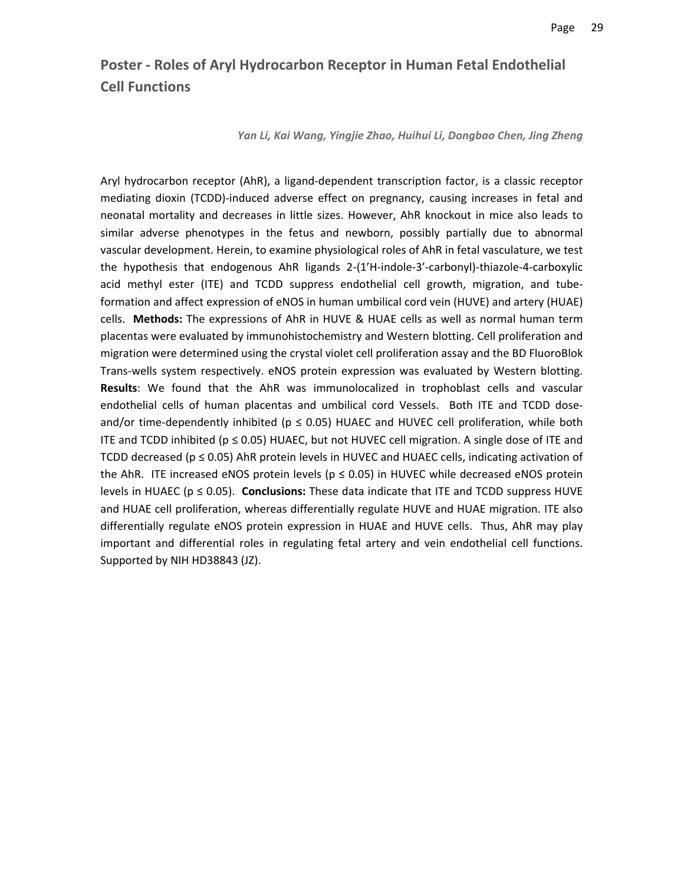## Poster - Roles of Aryl Hydrocarbon Receptor in Human Fetal Endothelial Cell Functions

*Yan Li, Kai Wang, Yingjie Zhao, Huihui Li, Dongbao Chen, Jing Zheng*

Aryl hydrocarbon receptor (AhR), a ligand-dependent transcription factor, is a classic receptor mediating dioxin (TCDD)-induced adverse effect on pregnancy, causing increases in fetal and neonatal mortality and decreases in little sizes. However, AhR knockout in mice also leads to similar adverse phenotypes in the fetus and newborn, possibly partially due to abnormal vascular development. Herein, to examine physiological roles of AhR in fetal vasculature, we test the hypothesis that endogenous AhR ligands 2-(1'H-indole-3'-carbonyl)-thiazole-4-carboxylic acid methyl ester (ITE) and TCDD suppress endothelial cell growth, migration, and tube-formation and affect expression of eNOS in human umbilical cord vein (HUVE) and artery (HUAE) cells. **Methods:** The expressions of AhR in HUVE & HUAE cells as well as normal human term placentas were evaluated by immunohistochemistry and Western blotting. Cell proliferation and migration were determined using the crystal violet cell proliferation assay and the BD FluoroBlok Trans-wells system respectively. eNOS protein expression was evaluated by Western blotting. **Results**: We found that the AhR was immunolocalized in trophoblast cells and vascular endothelial cells of human placentas and umbilical cord Vessels. Both ITE and TCDD dose-and/or time-dependently inhibited ($p \leq 0.05$) HUAEC and HUVEC cell proliferation, while both ITE and TCDD inhibited ($p \leq 0.05$) HUAEC, but not HUVEC cell migration. A single dose of ITE and TCDD decreased ($p \leq 0.05$) AhR protein levels in HUVEC and HUAEC cells, indicating activation of the AhR. ITE increased eNOS protein levels ($p \leq 0.05$) in HUVEC while decreased eNOS protein levels in HUAEC ($p \leq 0.05$). **Conclusions:** These data indicate that ITE and TCDD suppress HUVE and HUAE cell proliferation, whereas differentially regulate HUVE and HUAE migration. ITE also differentially regulate eNOS protein expression in HUAE and HUVE cells. Thus, AhR may play important and differential roles in regulating fetal artery and vein endothelial cell functions. Supported by NIH HD38843 (JZ).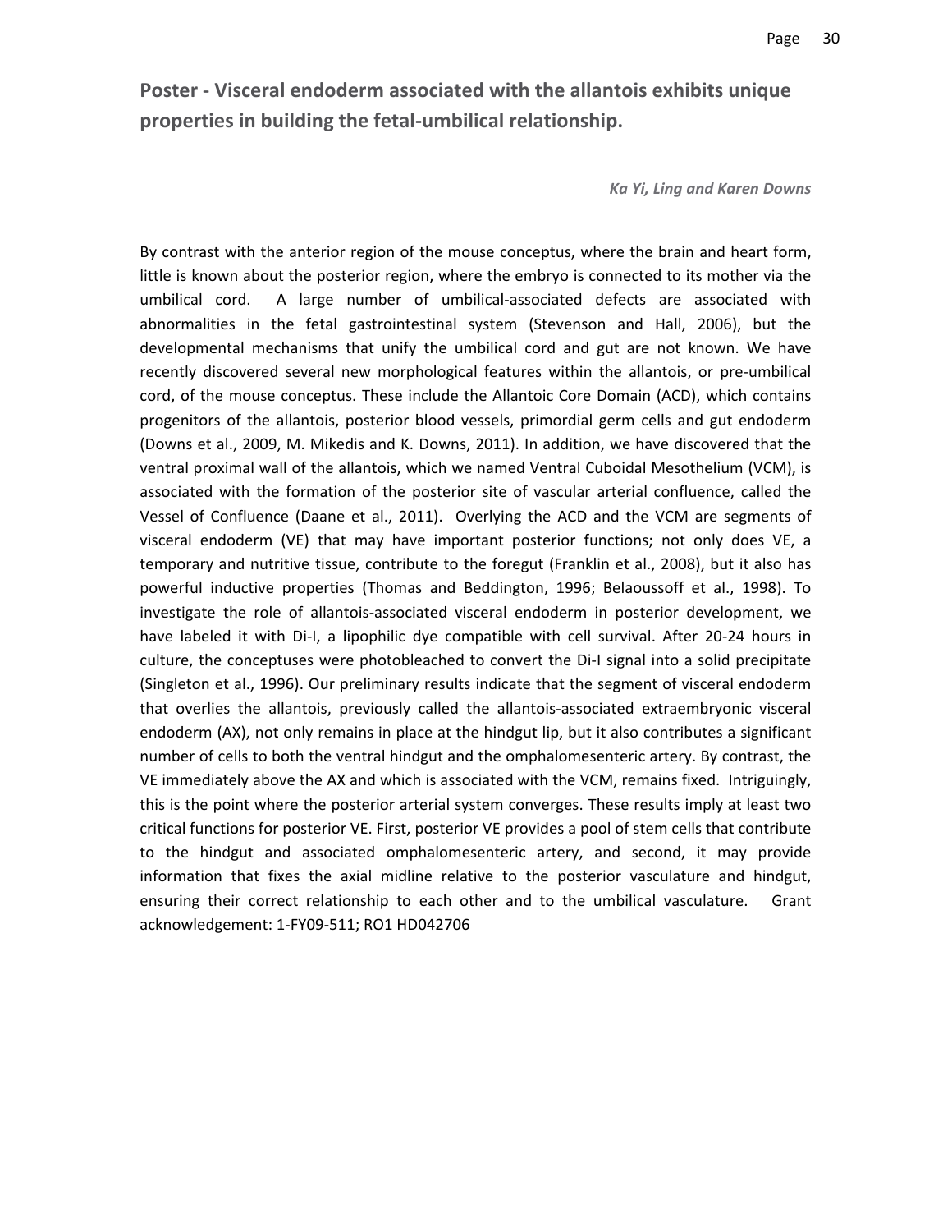## Poster - Visceral endoderm associated with the allantois exhibits unique properties in building the fetal-umbilical relationship.

*Ka Yi, Ling and Karen Downs*

By contrast with the anterior region of the mouse conceptus, where the brain and heart form, little is known about the posterior region, where the embryo is connected to its mother via the umbilical cord. A large number of umbilical-associated defects are associated with abnormalities in the fetal gastrointestinal system (Stevenson and Hall, 2006), but the developmental mechanisms that unify the umbilical cord and gut are not known. We have recently discovered several new morphological features within the allantois, or pre-umbilical cord, of the mouse conceptus. These include the Allantoic Core Domain (ACD), which contains progenitors of the allantois, posterior blood vessels, primordial germ cells and gut endoderm (Downs et al., 2009, M. Mikedis and K. Downs, 2011). In addition, we have discovered that the ventral proximal wall of the allantois, which we named Ventral Cuboidal Mesothelium (VCM), is associated with the formation of the posterior site of vascular arterial confluence, called the Vessel of Confluence (Daane et al., 2011). Overlying the ACD and the VCM are segments of visceral endoderm (VE) that may have important posterior functions; not only does VE, a temporary and nutritive tissue, contribute to the foregut (Franklin et al., 2008), but it also has powerful inductive properties (Thomas and Beddington, 1996; Belaoussoff et al., 1998). To investigate the role of allantois-associated visceral endoderm in posterior development, we have labeled it with Di-I, a lipophilic dye compatible with cell survival. After 20-24 hours in culture, the conceptuses were photobleached to convert the Di-I signal into a solid precipitate (Singleton et al., 1996). Our preliminary results indicate that the segment of visceral endoderm that overlies the allantois, previously called the allantois-associated extraembryonic visceral endoderm (AX), not only remains in place at the hindgut lip, but it also contributes a significant number of cells to both the ventral hindgut and the omphalomesenteric artery. By contrast, the VE immediately above the AX and which is associated with the VCM, remains fixed. Intriguingly, this is the point where the posterior arterial system converges. These results imply at least two critical functions for posterior VE. First, posterior VE provides a pool of stem cells that contribute to the hindgut and associated omphalomesenteric artery, and second, it may provide information that fixes the axial midline relative to the posterior vasculature and hindgut, ensuring their correct relationship to each other and to the umbilical vasculature. Grant acknowledgement: 1-FY09-511; RO1 HD042706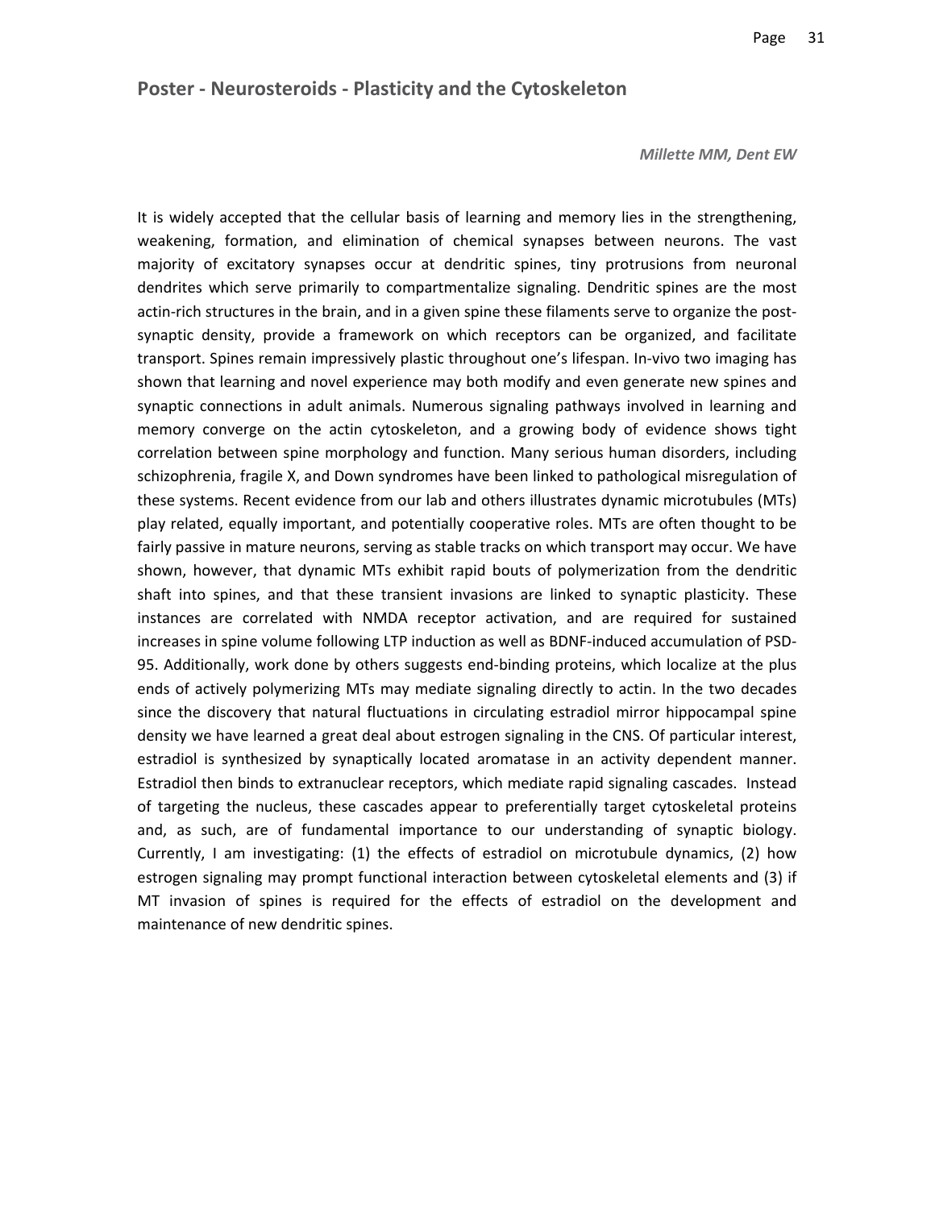## Poster - Neurosteroids - Plasticity and the Cytoskeleton

***Millette MM, Dent EW***

It is widely accepted that the cellular basis of learning and memory lies in the strengthening, weakening, formation, and elimination of chemical synapses between neurons. The vast majority of excitatory synapses occur at dendritic spines, tiny protrusions from neuronal dendrites which serve primarily to compartmentalize signaling. Dendritic spines are the most actin-rich structures in the brain, and in a given spine these filaments serve to organize the post-synaptic density, provide a framework on which receptors can be organized, and facilitate transport. Spines remain impressively plastic throughout one's lifespan. In-vivo two imaging has shown that learning and novel experience may both modify and even generate new spines and synaptic connections in adult animals. Numerous signaling pathways involved in learning and memory converge on the actin cytoskeleton, and a growing body of evidence shows tight correlation between spine morphology and function. Many serious human disorders, including schizophrenia, fragile X, and Down syndromes have been linked to pathological misregulation of these systems. Recent evidence from our lab and others illustrates dynamic microtubules (MTs) play related, equally important, and potentially cooperative roles. MTs are often thought to be fairly passive in mature neurons, serving as stable tracks on which transport may occur. We have shown, however, that dynamic MTs exhibit rapid bouts of polymerization from the dendritic shaft into spines, and that these transient invasions are linked to synaptic plasticity. These instances are correlated with NMDA receptor activation, and are required for sustained increases in spine volume following LTP induction as well as BDNF-induced accumulation of PSD-95. Additionally, work done by others suggests end-binding proteins, which localize at the plus ends of actively polymerizing MTs may mediate signaling directly to actin. In the two decades since the discovery that natural fluctuations in circulating estradiol mirror hippocampal spine density we have learned a great deal about estrogen signaling in the CNS. Of particular interest, estradiol is synthesized by synaptically located aromatase in an activity dependent manner. Estradiol then binds to extranuclear receptors, which mediate rapid signaling cascades. Instead of targeting the nucleus, these cascades appear to preferentially target cytoskeletal proteins and, as such, are of fundamental importance to our understanding of synaptic biology. Currently, I am investigating: (1) the effects of estradiol on microtubule dynamics, (2) how estrogen signaling may prompt functional interaction between cytoskeletal elements and (3) if MT invasion of spines is required for the effects of estradiol on the development and maintenance of new dendritic spines.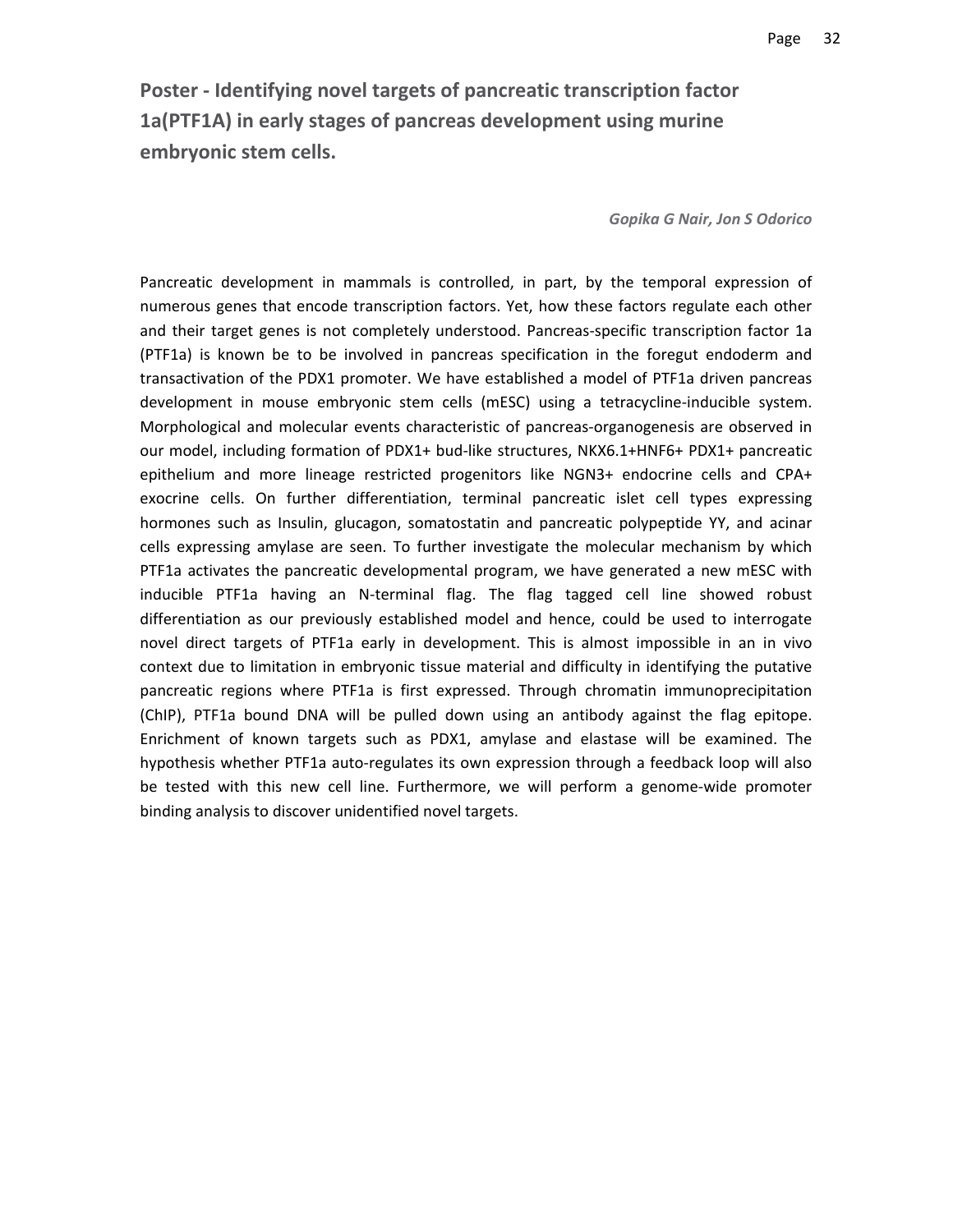# Poster - Identifying novel targets of pancreatic transcription factor 1a(PTF1A) in early stages of pancreas development using murine embryonic stem cells.

*Gopika G Nair, Jon S Odorico*

Pancreatic development in mammals is controlled, in part, by the temporal expression of numerous genes that encode transcription factors. Yet, how these factors regulate each other and their target genes is not completely understood. Pancreas-specific transcription factor 1a (PTF1a) is known be to be involved in pancreas specification in the foregut endoderm and transactivation of the PDX1 promoter. We have established a model of PTF1a driven pancreas development in mouse embryonic stem cells (mESC) using a tetracycline-inducible system. Morphological and molecular events characteristic of pancreas-organogenesis are observed in our model, including formation of PDX1+ bud-like structures, NKX6.1+HNF6+ PDX1+ pancreatic epithelium and more lineage restricted progenitors like NGN3+ endocrine cells and CPA+ exocrine cells. On further differentiation, terminal pancreatic islet cell types expressing hormones such as Insulin, glucagon, somatostatin and pancreatic polypeptide YY, and acinar cells expressing amylase are seen. To further investigate the molecular mechanism by which PTF1a activates the pancreatic developmental program, we have generated a new mESC with inducible PTF1a having an N-terminal flag. The flag tagged cell line showed robust differentiation as our previously established model and hence, could be used to interrogate novel direct targets of PTF1a early in development. This is almost impossible in an in vivo context due to limitation in embryonic tissue material and difficulty in identifying the putative pancreatic regions where PTF1a is first expressed. Through chromatin immunoprecipitation (ChIP), PTF1a bound DNA will be pulled down using an antibody against the flag epitope. Enrichment of known targets such as PDX1, amylase and elastase will be examined. The hypothesis whether PTF1a auto-regulates its own expression through a feedback loop will also be tested with this new cell line. Furthermore, we will perform a genome-wide promoter binding analysis to discover unidentified novel targets.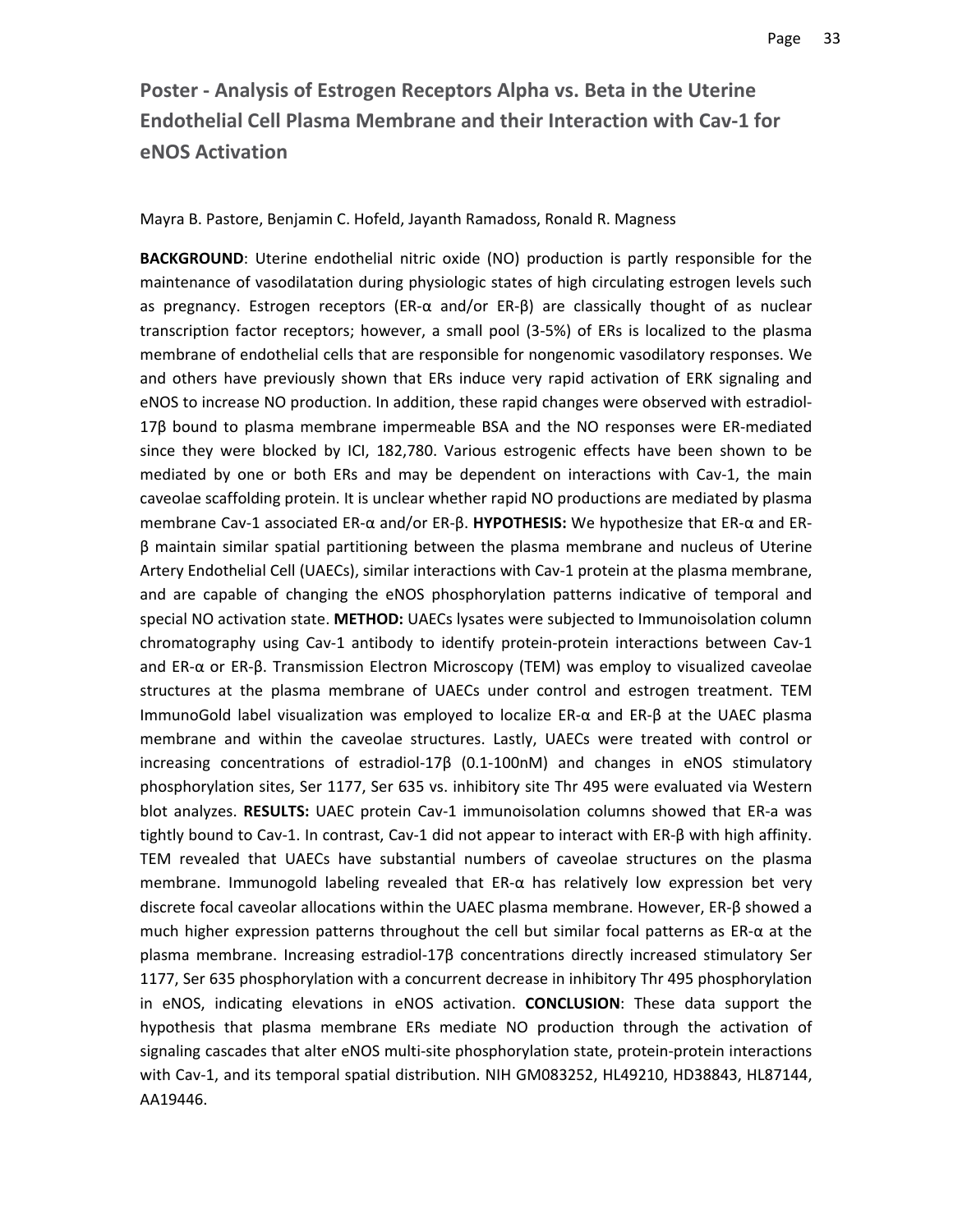# Poster - Analysis of Estrogen Receptors Alpha vs. Beta in the Uterine Endothelial Cell Plasma Membrane and their Interaction with Cav-1 for eNOS Activation

Mayra B. Pastore, Benjamin C. Hofeld, Jayanth Ramadoss, Ronald R. Magness

**BACKGROUND**: Uterine endothelial nitric oxide (NO) production is partly responsible for the maintenance of vasodilatation during physiologic states of high circulating estrogen levels such as pregnancy. Estrogen receptors (ER-α and/or ER-β) are classically thought of as nuclear transcription factor receptors; however, a small pool (3-5%) of ERs is localized to the plasma membrane of endothelial cells that are responsible for nongenomic vasodilatory responses. We and others have previously shown that ERs induce very rapid activation of ERK signaling and eNOS to increase NO production. In addition, these rapid changes were observed with estradiol-17β bound to plasma membrane impermeable BSA and the NO responses were ER-mediated since they were blocked by ICI, 182,780. Various estrogenic effects have been shown to be mediated by one or both ERs and may be dependent on interactions with Cav-1, the main caveolae scaffolding protein. It is unclear whether rapid NO productions are mediated by plasma membrane Cav-1 associated ER-α and/or ER-β. **HYPOTHESIS:** We hypothesize that ER-α and ER-β maintain similar spatial partitioning between the plasma membrane and nucleus of Uterine Artery Endothelial Cell (UAECs), similar interactions with Cav-1 protein at the plasma membrane, and are capable of changing the eNOS phosphorylation patterns indicative of temporal and special NO activation state. **METHOD:** UAECs lysates were subjected to Immunoisolation column chromatography using Cav-1 antibody to identify protein-protein interactions between Cav-1 and ER-α or ER-β. Transmission Electron Microscopy (TEM) was employ to visualized caveolae structures at the plasma membrane of UAECs under control and estrogen treatment. TEM ImmunoGold label visualization was employed to localize ER-α and ER-β at the UAEC plasma membrane and within the caveolae structures. Lastly, UAECs were treated with control or increasing concentrations of estradiol-17β (0.1-100nM) and changes in eNOS stimulatory phosphorylation sites, Ser 1177, Ser 635 vs. inhibitory site Thr 495 were evaluated via Western blot analyzes. **RESULTS:** UAEC protein Cav-1 immunoisolation columns showed that ER-a was tightly bound to Cav-1. In contrast, Cav-1 did not appear to interact with ER-β with high affinity. TEM revealed that UAECs have substantial numbers of caveolae structures on the plasma membrane. Immunogold labeling revealed that ER-α has relatively low expression bet very discrete focal caveolar allocations within the UAEC plasma membrane. However, ER-β showed a much higher expression patterns throughout the cell but similar focal patterns as ER-α at the plasma membrane. Increasing estradiol-17β concentrations directly increased stimulatory Ser 1177, Ser 635 phosphorylation with a concurrent decrease in inhibitory Thr 495 phosphorylation in eNOS, indicating elevations in eNOS activation. **CONCLUSION**: These data support the hypothesis that plasma membrane ERs mediate NO production through the activation of signaling cascades that alter eNOS multi-site phosphorylation state, protein-protein interactions with Cav-1, and its temporal spatial distribution. NIH GM083252, HL49210, HD38843, HL87144, AA19446.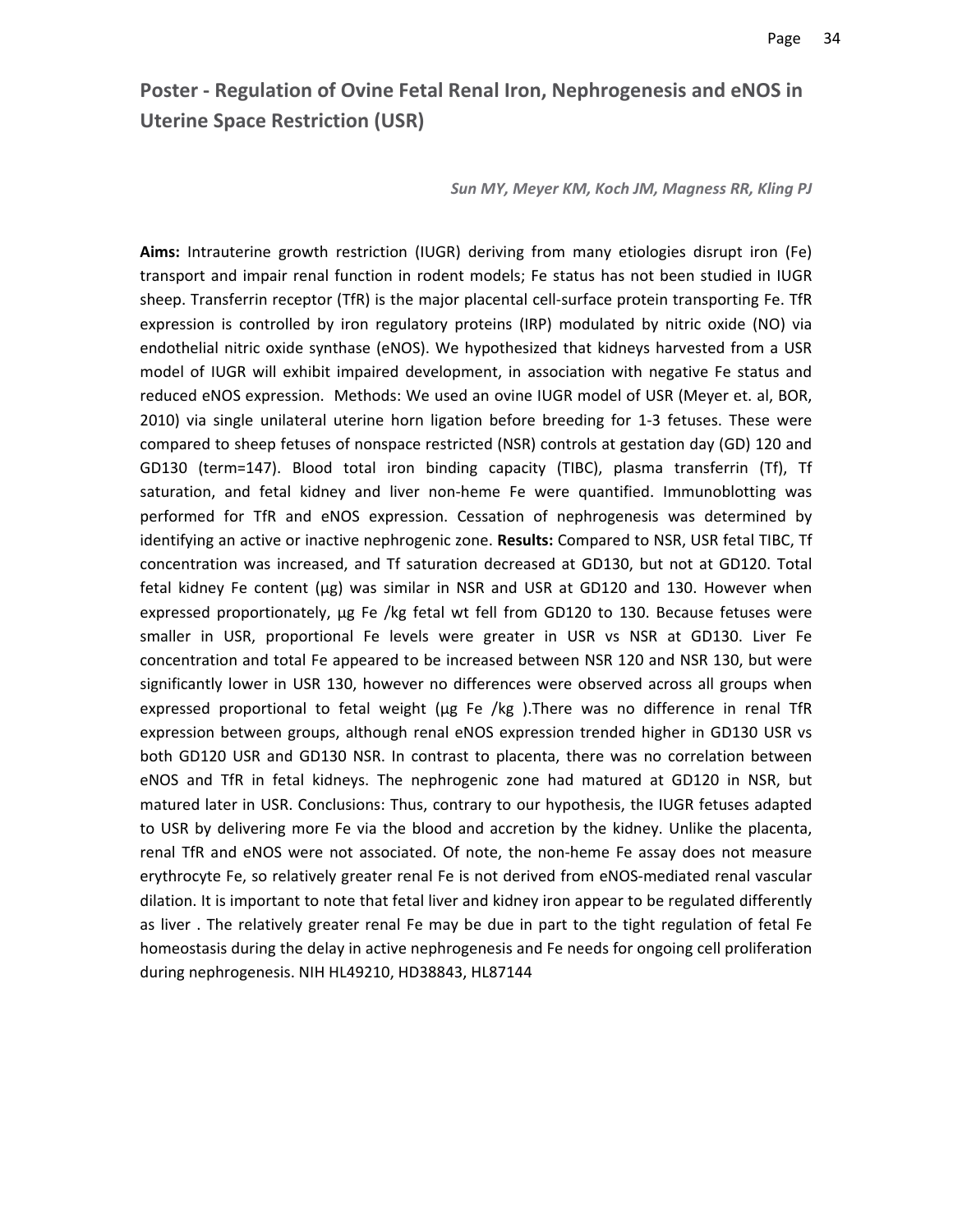## Poster - Regulation of Ovine Fetal Renal Iron, Nephrogenesis and eNOS in Uterine Space Restriction (USR)

***Sun MY, Meyer KM, Koch JM, Magness RR, Kling PJ***

**Aims:** Intrauterine growth restriction (IUGR) deriving from many etiologies disrupt iron (Fe) transport and impair renal function in rodent models; Fe status has not been studied in IUGR sheep. Transferrin receptor (TfR) is the major placental cell-surface protein transporting Fe. TfR expression is controlled by iron regulatory proteins (IRP) modulated by nitric oxide (NO) via endothelial nitric oxide synthase (eNOS). We hypothesized that kidneys harvested from a USR model of IUGR will exhibit impaired development, in association with negative Fe status and reduced eNOS expression. Methods: We used an ovine IUGR model of USR (Meyer et. al, BOR, 2010) via single unilateral uterine horn ligation before breeding for 1-3 fetuses. These were compared to sheep fetuses of nonspace restricted (NSR) controls at gestation day (GD) 120 and GD130 (term=147). Blood total iron binding capacity (TIBC), plasma transferrin (Tf), Tf saturation, and fetal kidney and liver non-heme Fe were quantified. Immunoblotting was performed for TfR and eNOS expression. Cessation of nephrogenesis was determined by identifying an active or inactive nephrogenic zone. **Results:** Compared to NSR, USR fetal TIBC, Tf concentration was increased, and Tf saturation decreased at GD130, but not at GD120. Total fetal kidney Fe content (µg) was similar in NSR and USR at GD120 and 130. However when expressed proportionately, µg Fe /kg fetal wt fell from GD120 to 130. Because fetuses were smaller in USR, proportional Fe levels were greater in USR vs NSR at GD130. Liver Fe concentration and total Fe appeared to be increased between NSR 120 and NSR 130, but were significantly lower in USR 130, however no differences were observed across all groups when expressed proportional to fetal weight (µg Fe /kg ).There was no difference in renal TfR expression between groups, although renal eNOS expression trended higher in GD130 USR vs both GD120 USR and GD130 NSR. In contrast to placenta, there was no correlation between eNOS and TfR in fetal kidneys. The nephrogenic zone had matured at GD120 in NSR, but matured later in USR. Conclusions: Thus, contrary to our hypothesis, the IUGR fetuses adapted to USR by delivering more Fe via the blood and accretion by the kidney. Unlike the placenta, renal TfR and eNOS were not associated. Of note, the non-heme Fe assay does not measure erythrocyte Fe, so relatively greater renal Fe is not derived from eNOS-mediated renal vascular dilation. It is important to note that fetal liver and kidney iron appear to be regulated differently as liver . The relatively greater renal Fe may be due in part to the tight regulation of fetal Fe homeostasis during the delay in active nephrogenesis and Fe needs for ongoing cell proliferation during nephrogenesis. NIH HL49210, HD38843, HL87144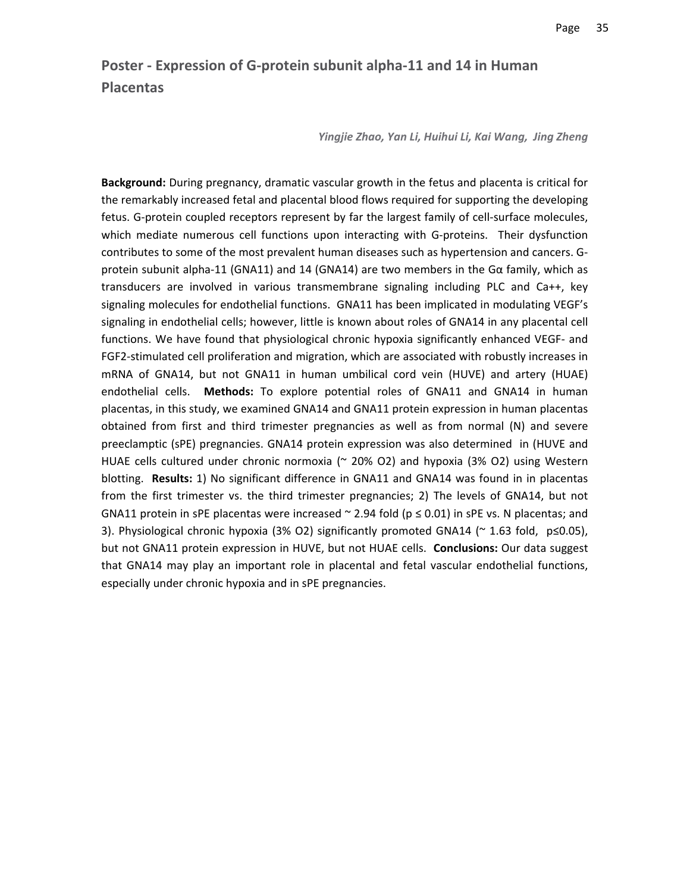## Poster - Expression of G-protein subunit alpha-11 and 14 in Human Placentas

*Yingjie Zhao, Yan Li, Huihui Li, Kai Wang, Jing Zheng*

**Background:** During pregnancy, dramatic vascular growth in the fetus and placenta is critical for the remarkably increased fetal and placental blood flows required for supporting the developing fetus. G-protein coupled receptors represent by far the largest family of cell-surface molecules, which mediate numerous cell functions upon interacting with G-proteins. Their dysfunction contributes to some of the most prevalent human diseases such as hypertension and cancers. G-protein subunit alpha-11 (GNA11) and 14 (GNA14) are two members in the Gα family, which as transducers are involved in various transmembrane signaling including PLC and Ca++, key signaling molecules for endothelial functions. GNA11 has been implicated in modulating VEGF's signaling in endothelial cells; however, little is known about roles of GNA14 in any placental cell functions. We have found that physiological chronic hypoxia significantly enhanced VEGF- and FGF2-stimulated cell proliferation and migration, which are associated with robustly increases in mRNA of GNA14, but not GNA11 in human umbilical cord vein (HUVE) and artery (HUAE) endothelial cells. **Methods:** To explore potential roles of GNA11 and GNA14 in human placentas, in this study, we examined GNA14 and GNA11 protein expression in human placentas obtained from first and third trimester pregnancies as well as from normal (N) and severe preeclamptic (sPE) pregnancies. GNA14 protein expression was also determined in (HUVE and HUAE cells cultured under chronic normoxia (~ 20% $O_2$) and hypoxia (3% $O_2$) using Western blotting. **Results:** 1) No significant difference in GNA11 and GNA14 was found in in placentas from the first trimester vs. the third trimester pregnancies; 2) The levels of GNA14, but not GNA11 protein in sPE placentas were increased ~ 2.94 fold ($p \leq 0.01$) in sPE vs. N placentas; and 3). Physiological chronic hypoxia (3% $O_2$) significantly promoted GNA14 (~ 1.63 fold, $p \leq 0.05$), but not GNA11 protein expression in HUVE, but not HUAE cells. **Conclusions:** Our data suggest that GNA14 may play an important role in placental and fetal vascular endothelial functions, especially under chronic hypoxia and in sPE pregnancies.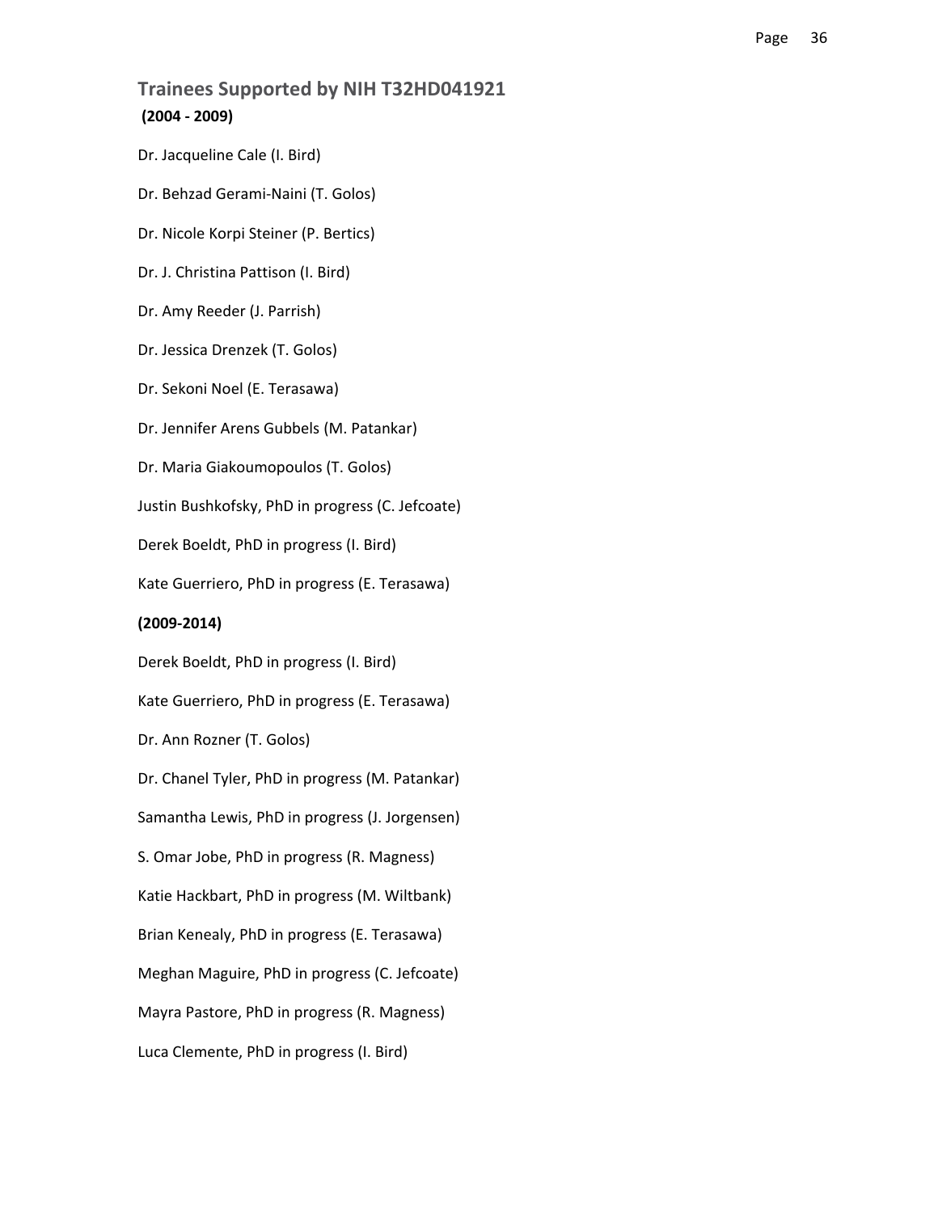## Trainees Supported by NIH T32HD041921

**(2004 - 2009)**

Dr. Jacqueline Cale (I. Bird)

Dr. Behzad Gerami-Naini (T. Golos)

Dr. Nicole Korpi Steiner (P. Bertics)

Dr. J. Christina Pattison (I. Bird)

Dr. Amy Reeder (J. Parrish)

Dr. Jessica Drenzek (T. Golos)

Dr. Sekoni Noel (E. Terasawa)

Dr. Jennifer Arens Gubbels (M. Patankar)

Dr. Maria Giakoumopoulos (T. Golos)

Justin Bushkofsky, PhD in progress (C. Jefcoate)

Derek Boeldt, PhD in progress (I. Bird)

Kate Guerriero, PhD in progress (E. Terasawa)

**(2009-2014)**

Derek Boeldt, PhD in progress (I. Bird)

Kate Guerriero, PhD in progress (E. Terasawa)

Dr. Ann Rozner (T. Golos)

Dr. Chanel Tyler, PhD in progress (M. Patankar)

Samantha Lewis, PhD in progress (J. Jorgensen)

S. Omar Jobe, PhD in progress (R. Magness)

Katie Hackbart, PhD in progress (M. Wiltbank)

Brian Kenealy, PhD in progress (E. Terasawa)

Meghan Maguire, PhD in progress (C. Jefcoate)

Mayra Pastore, PhD in progress (R. Magness)

Luca Clemente, PhD in progress (I. Bird)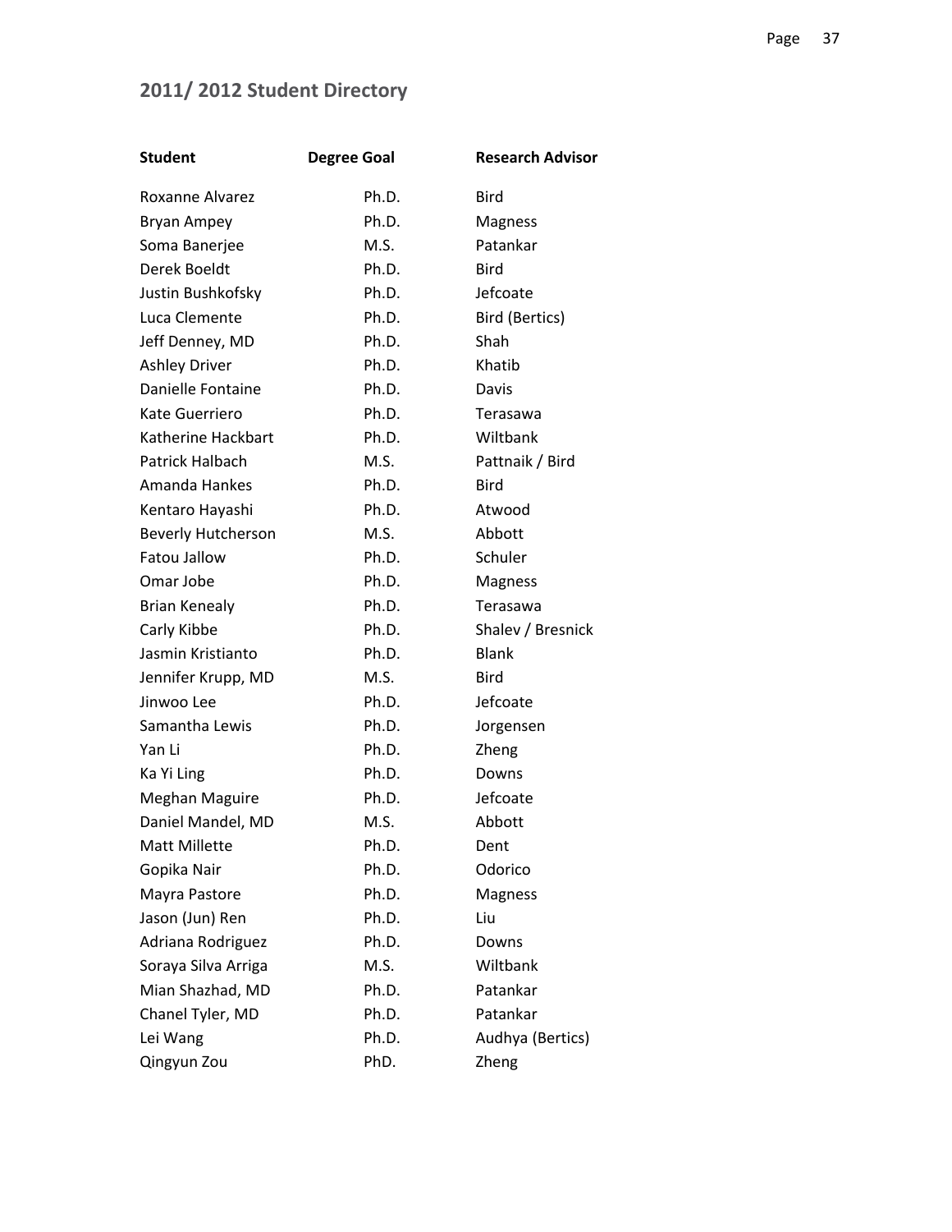## 2011/ 2012 Student Directory

| Student | Degree Goal | Research Advisor |
|---|---|---|
| Roxanne Alvarez | Ph.D. | Bird |
| Bryan Ampey | Ph.D. | Magness |
| Soma Banerjee | M.S. | Patankar |
| Derek Boeldt | Ph.D. | Bird |
| Justin Bushkofsky | Ph.D. | Jefcoate |
| Luca Clemente | Ph.D. | Bird (Bertics) |
| Jeff Denney, MD | Ph.D. | Shah |
| Ashley Driver | Ph.D. | Khatib |
| Danielle Fontaine | Ph.D. | Davis |
| Kate Guerriero | Ph.D. | Terasawa |
| Katherine Hackbart | Ph.D. | Wiltbank |
| Patrick Halbach | M.S. | Pattnaik / Bird |
| Amanda Hankes | Ph.D. | Bird |
| Kentaro Hayashi | Ph.D. | Atwood |
| Beverly Hutcherson | M.S. | Abbott |
| Fatou Jallow | Ph.D. | Schuler |
| Omar Jobe | Ph.D. | Magness |
| Brian Kenealy | Ph.D. | Terasawa |
| Carly Kibbe | Ph.D. | Shalev / Bresnick |
| Jasmin Kristianto | Ph.D. | Blank |
| Jennifer Krupp, MD | M.S. | Bird |
| Jinwoo Lee | Ph.D. | Jefcoate |
| Samantha Lewis | Ph.D. | Jorgensen |
| Yan Li | Ph.D. | Zheng |
| Ka Yi Ling | Ph.D. | Downs |
| Meghan Maguire | Ph.D. | Jefcoate |
| Daniel Mandel, MD | M.S. | Abbott |
| Matt Millette | Ph.D. | Dent |
| Gopika Nair | Ph.D. | Odorico |
| Mayra Pastore | Ph.D. | Magness |
| Jason (Jun) Ren | Ph.D. | Liu |
| Adriana Rodriguez | Ph.D. | Downs |
| Soraya Silva Arriga | M.S. | Wiltbank |
| Mian Shazhad, MD | Ph.D. | Patankar |
| Chanel Tyler, MD | Ph.D. | Patankar |
| Lei Wang | Ph.D. | Audhya (Bertics) |
| Qingyun Zou | PhD. | Zheng |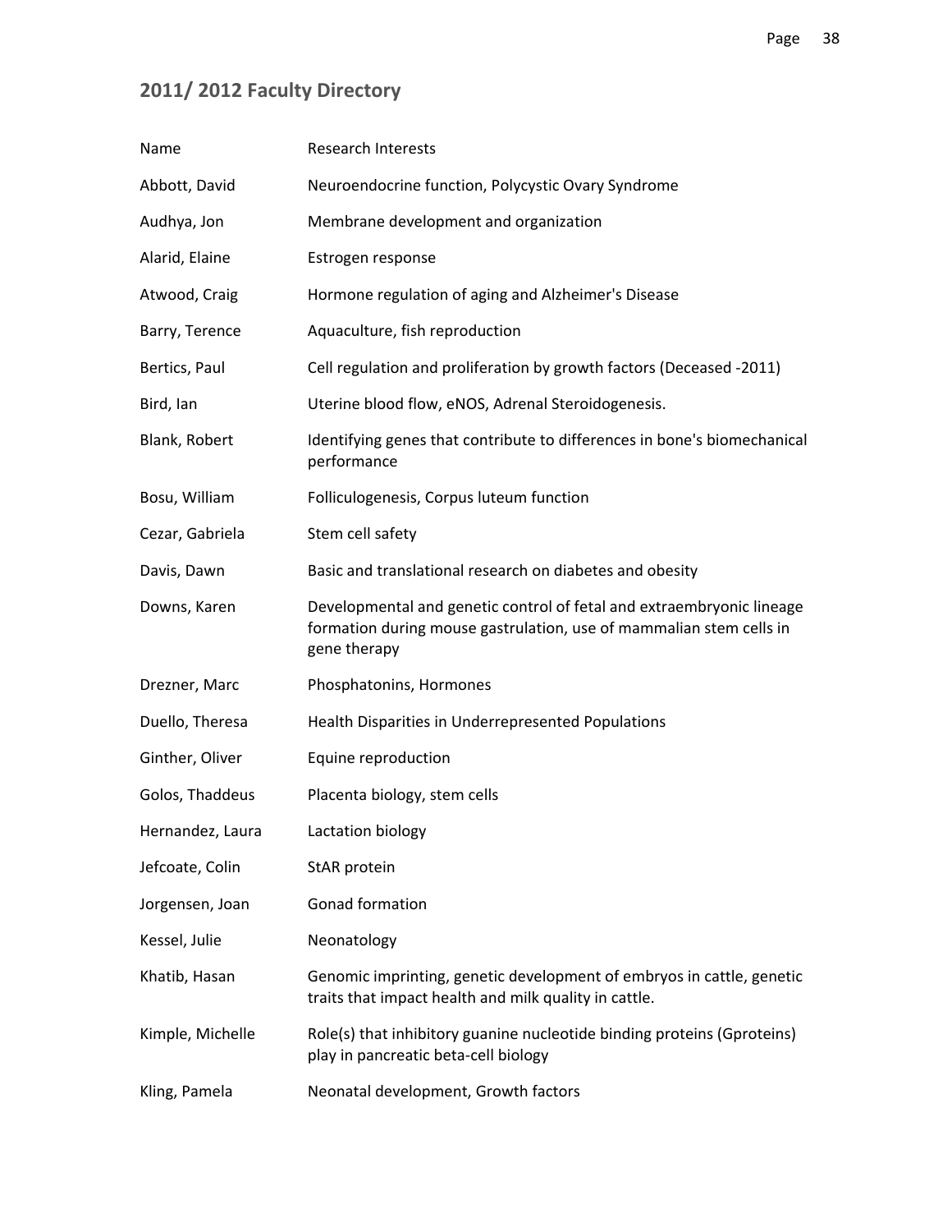## 2011/ 2012 Faculty Directory

| Name | Research Interests |
|---|---|
| Abbott, David | Neuroendocrine function, Polycystic Ovary Syndrome |
| Audhya, Jon | Membrane development and organization |
| Alarid, Elaine | Estrogen response |
| Atwood, Craig | Hormone regulation of aging and Alzheimer's Disease |
| Barry, Terence | Aquaculture, fish reproduction |
| Bertics, Paul | Cell regulation and proliferation by growth factors (Deceased -2011) |
| Bird, Ian | Uterine blood flow, eNOS, Adrenal Steroidogenesis. |
| Blank, Robert | Identifying genes that contribute to differences in bone's biomechanical performance |
| Bosu, William | Folliculogenesis, Corpus luteum function |
| Cezar, Gabriela | Stem cell safety |
| Davis, Dawn | Basic and translational research on diabetes and obesity |
| Downs, Karen | Developmental and genetic control of fetal and extraembryonic lineage formation during mouse gastrulation, use of mammalian stem cells in gene therapy |
| Drezner, Marc | Phosphatonins, Hormones |
| Duello, Theresa | Health Disparities in Underrepresented Populations |
| Ginther, Oliver | Equine reproduction |
| Golos, Thaddeus | Placenta biology, stem cells |
| Hernandez, Laura | Lactation biology |
| Jefcoate, Colin | StAR protein |
| Jorgensen, Joan | Gonad formation |
| Kessel, Julie | Neonatology |
| Khatib, Hasan | Genomic imprinting, genetic development of embryos in cattle, genetic traits that impact health and milk quality in cattle. |
| Kimple, Michelle | Role(s) that inhibitory guanine nucleotide binding proteins (Gproteins) play in pancreatic beta-cell biology |
| Kling, Pamela | Neonatal development, Growth factors |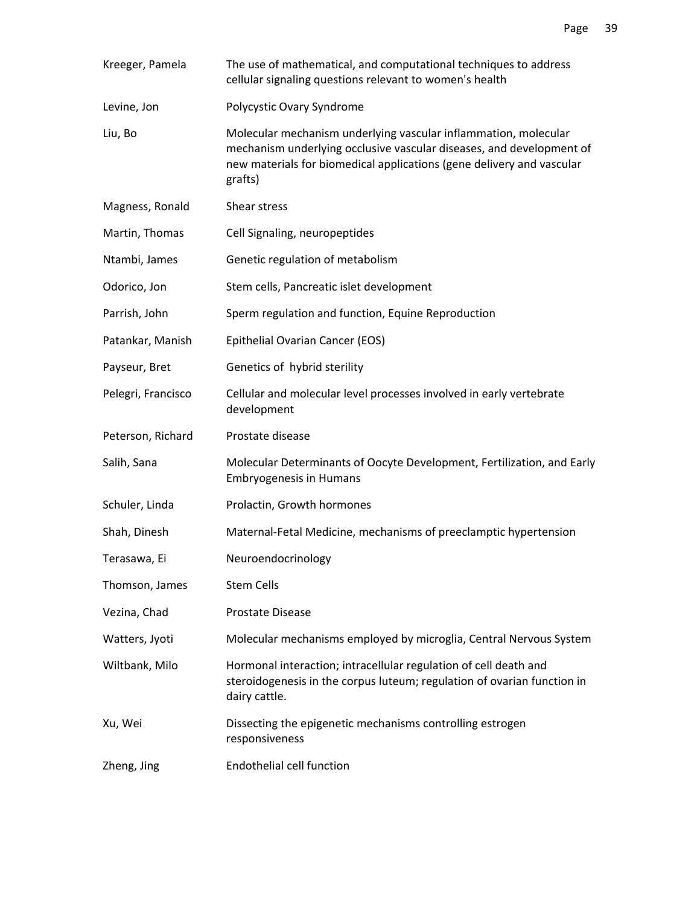| | |
|---|---|
| Kreeger, Pamela | The use of mathematical, and computational techniques to address cellular signaling questions relevant to women's health |
| Levine, Jon | Polycystic Ovary Syndrome |
| Liu, Bo | Molecular mechanism underlying vascular inflammation, molecular mechanism underlying occlusive vascular diseases, and development of new materials for biomedical applications (gene delivery and vascular grafts) |
| Magness, Ronald | Shear stress |
| Martin, Thomas | Cell Signaling, neuropeptides |
| Ntambi, James | Genetic regulation of metabolism |
| Odorico, Jon | Stem cells, Pancreatic islet development |
| Parrish, John | Sperm regulation and function, Equine Reproduction |
| Patankar, Manish | Epithelial Ovarian Cancer (EOS) |
| Payseur, Bret | Genetics of hybrid sterility |
| Pelegri, Francisco | Cellular and molecular level processes involved in early vertebrate development |
| Peterson, Richard | Prostate disease |
| Salih, Sana | Molecular Determinants of Oocyte Development, Fertilization, and Early Embryogenesis in Humans |
| Schuler, Linda | Prolactin, Growth hormones |
| Shah, Dinesh | Maternal-Fetal Medicine, mechanisms of preeclamptic hypertension |
| Terasawa, Ei | Neuroendocrinology |
| Thomson, James | Stem Cells |
| Vezina, Chad | Prostate Disease |
| Watters, Jyoti | Molecular mechanisms employed by microglia, Central Nervous System |
| Wiltbank, Milo | Hormonal interaction; intracellular regulation of cell death and steroidogenesis in the corpus luteum; regulation of ovarian function in dairy cattle. |
| Xu, Wei | Dissecting the epigenetic mechanisms controlling estrogen responsiveness |
| Zheng, Jing | Endothelial cell function |